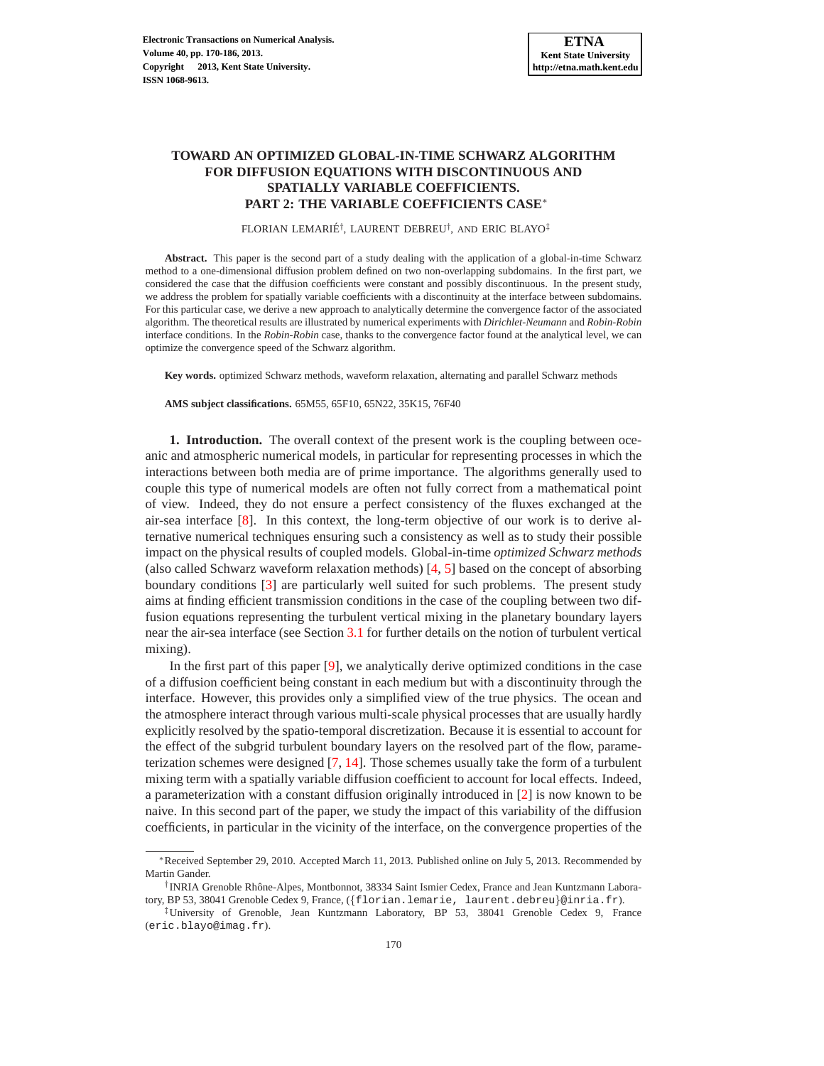# TOWARD AN OPTIMIZED GLOBAL-IN-TIME SCHWARZ ALGORITHM FOR DIFFUSION EQUATIONS WITH DISCONTINUOUS AND SPATIALLY VARIABLE COEFFICIENTS. PART 2: THE VARIABLE COEFFICIENTS CASE*

FLORIAN LEMARIÉ†, LAURENT DEBREU†, AND ERIC BLAYO‡

**Abstract.** This paper is the second part of a study dealing with the application of a global-in-time Schwarz method to a one-dimensional diffusion problem defined on two non-overlapping subdomains. In the first part, we considered the case that the diffusion coefficients were constant and possibly discontinuous. In the present study, we address the problem for spatially variable coefficients with a discontinuity at the interface between subdomains. For this particular case, we derive a new approach to analytically determine the convergence factor of the associated algorithm. The theoretical results are illustrated by numerical experiments with *Dirichlet-Neumann* and *Robin-Robin* interface conditions. In the *Robin-Robin* case, thanks to the convergence factor found at the analytical level, we can optimize the convergence speed of the Schwarz algorithm.

**Key words.** optimized Schwarz methods, waveform relaxation, alternating and parallel Schwarz methods

**AMS subject classifications.** 65M55, 65F10, 65N22, 35K15, 76F40

**1. Introduction.** The overall context of the present work is the coupling between oceanic and atmospheric numerical models, in particular for representing processes in which the interactions between both media are of prime importance. The algorithms generally used to couple this type of numerical models are often not fully correct from a mathematical point of view. Indeed, they do not ensure a perfect consistency of the fluxes exchanged at the air-sea interface [8]. In this context, the long-term objective of our work is to derive alternative numerical techniques ensuring such a consistency as well as to study their possible impact on the physical results of coupled models. Global-in-time *optimized Schwarz methods* (also called Schwarz waveform relaxation methods) [4, 5] based on the concept of absorbing boundary conditions [3] are particularly well suited for such problems. The present study aims at finding efficient transmission conditions in the case of the coupling between two diffusion equations representing the turbulent vertical mixing in the planetary boundary layers near the air-sea interface (see Section 3.1 for further details on the notion of turbulent vertical mixing).

In the first part of this paper [9], we analytically derive optimized conditions in the case of a diffusion coefficient being constant in each medium but with a discontinuity through the interface. However, this provides only a simplified view of the true physics. The ocean and the atmosphere interact through various multi-scale physical processes that are usually hardly explicitly resolved by the spatio-temporal discretization. Because it is essential to account for the effect of the subgrid turbulent boundary layers on the resolved part of the flow, parameterization schemes were designed [7, 14]. Those schemes usually take the form of a turbulent mixing term with a spatially variable diffusion coefficient to account for local effects. Indeed, a parameterization with a constant diffusion originally introduced in [2] is now known to be naive. In this second part of the paper, we study the impact of this variability of the diffusion coefficients, in particular in the vicinity of the interface, on the convergence properties of the

---

*Received September 29, 2010. Accepted March 11, 2013. Published online on July 5, 2013. Recommended by Martin Gander.

†INRIA Grenoble Rhône-Alpes, Montbonnot, 38334 Saint Ismier Cedex, France and Jean Kuntzmann Laboratory, BP 53, 38041 Grenoble Cedex 9, France, ({florian.lemarie, laurent.debreu}@inria.fr).

‡University of Grenoble, Jean Kuntzmann Laboratory, BP 53, 38041 Grenoble Cedex 9, France (eric.blayo@imag.fr).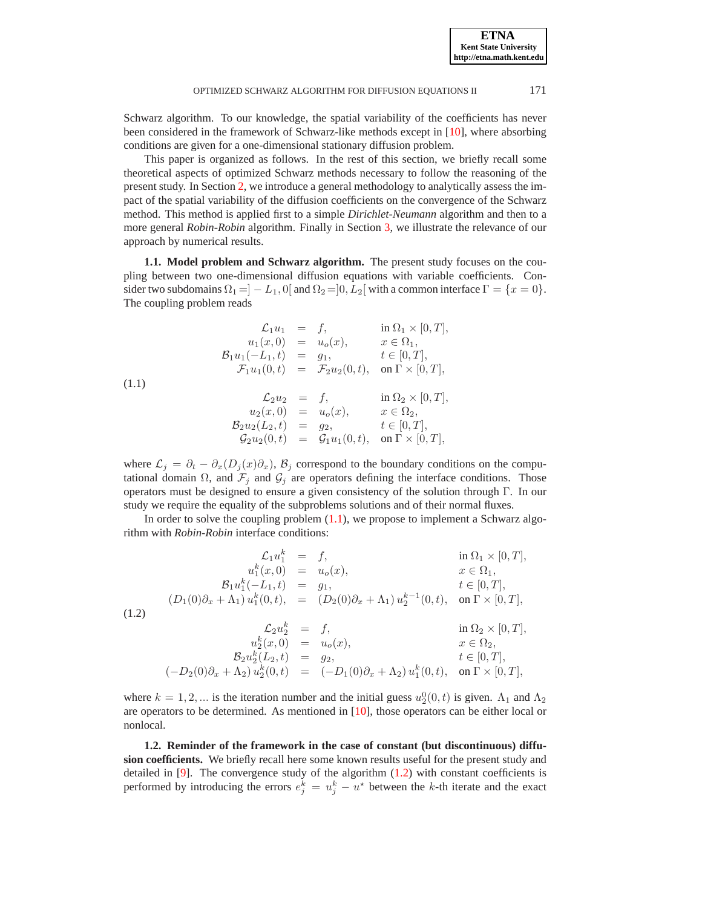Schwarz algorithm. To our knowledge, the spatial variability of the coefficients has never been considered in the framework of Schwarz-like methods except in [10], where absorbing conditions are given for a one-dimensional stationary diffusion problem.

This paper is organized as follows. In the rest of this section, we briefly recall some theoretical aspects of optimized Schwarz methods necessary to follow the reasoning of the present study. In Section 2, we introduce a general methodology to analytically assess the impact of the spatial variability of the diffusion coefficients on the convergence of the Schwarz method. This method is applied first to a simple *Dirichlet-Neumann* algorithm and then to a more general *Robin-Robin* algorithm. Finally in Section 3, we illustrate the relevance of our approach by numerical results.

**1.1. Model problem and Schwarz algorithm.** The present study focuses on the coupling between two one-dimensional diffusion equations with variable coefficients. Consider two subdomains $\Omega_1 = ]-L_1, 0[$ and $\Omega_2 = ]0, L_2[$ with a common interface $\Gamma = \{x = 0\}$. The coupling problem reads

$$
(1.1)\qquad
\begin{aligned}
\mathcal{L}_1 u_1 &= f, && \text{in } \Omega_1 \times [0,T],\\
u_1(x,0) &= u_o(x), && x \in \Omega_1,\\
\mathcal{B}_1 u_1(-L_1,t) &= g_1, && t \in [0,T],\\
\mathcal{F}_1 u_1(0,t) &= \mathcal{F}_2 u_2(0,t), && \text{on } \Gamma \times [0,T],\\
\\
\mathcal{L}_2 u_2 &= f, && \text{in } \Omega_2 \times [0,T],\\
u_2(x,0) &= u_o(x), && x \in \Omega_2,\\
\mathcal{B}_2 u_2(L_2,t) &= g_2, && t \in [0,T],\\
\mathcal{G}_2 u_2(0,t) &= \mathcal{G}_1 u_1(0,t), && \text{on } \Gamma \times [0,T],
\end{aligned}
$$

where $\mathcal{L}_j = \partial_t - \partial_x(D_j(x)\partial_x)$, $\mathcal{B}_j$ correspond to the boundary conditions on the computational domain $\Omega$, and $\mathcal{F}_j$ and $\mathcal{G}_j$ are operators defining the interface conditions. Those operators must be designed to ensure a given consistency of the solution through $\Gamma$. In our study we require the equality of the subproblems solutions and of their normal fluxes.

In order to solve the coupling problem (1.1), we propose to implement a Schwarz algorithm with *Robin-Robin* interface conditions:

$$
(1.2)\qquad
\begin{aligned}
\mathcal{L}_1 u_1^k &= f, && \text{in } \Omega_1 \times [0,T],\\
u_1^k(x,0) &= u_o(x), && x \in \Omega_1,\\
\mathcal{B}_1 u_1^k(-L_1,t) &= g_1, && t \in [0,T],\\
\left(D_1(0)\partial_x + \Lambda_1\right) u_1^k(0,t), &= \left(D_2(0)\partial_x + \Lambda_1\right) u_2^{k-1}(0,t), && \text{on } \Gamma \times [0,T],\\
\\
\mathcal{L}_2 u_2^k &= f, && \text{in } \Omega_2 \times [0,T],\\
u_2^k(x,0) &= u_o(x), && x \in \Omega_2,\\
\mathcal{B}_2 u_2^k(L_2,t) &= g_2, && t \in [0,T],\\
\left(-D_2(0)\partial_x + \Lambda_2\right) u_2^k(0,t) &= \left(-D_1(0)\partial_x + \Lambda_2\right) u_1^k(0,t), && \text{on } \Gamma \times [0,T],
\end{aligned}
$$

where $k = 1, 2, \ldots$ is the iteration number and the initial guess $u_2^0(0,t)$ is given. $\Lambda_1$ and $\Lambda_2$ are operators to be determined. As mentioned in [10], those operators can be either local or nonlocal.

**1.2. Reminder of the framework in the case of constant (but discontinuous) diffusion coefficients.** We briefly recall here some known results useful for the present study and detailed in [9]. The convergence study of the algorithm (1.2) with constant coefficients is performed by introducing the errors $e_j^k = u_j^k - u^\star$ between the $k$-th iterate and the exact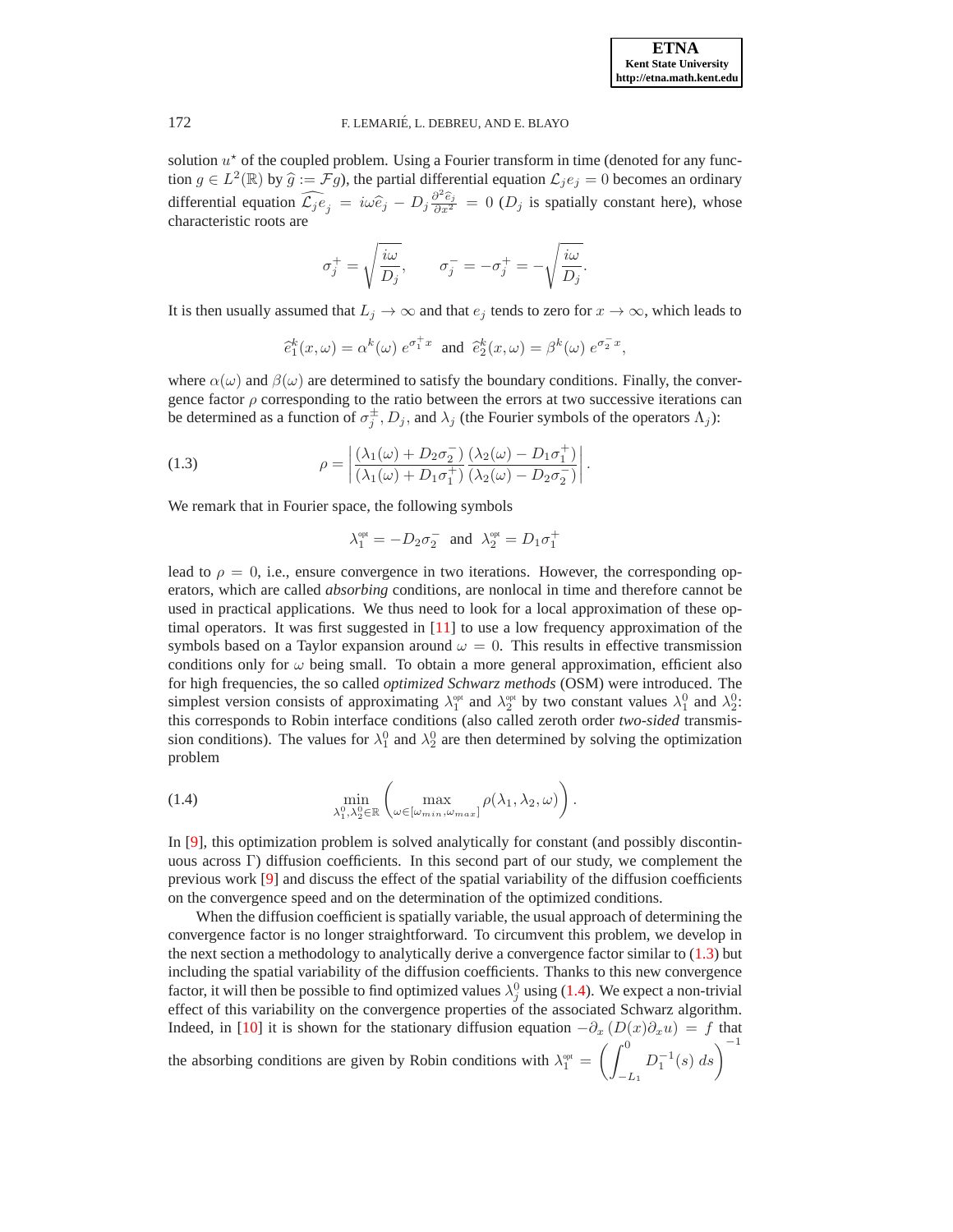solution $u^\star$ of the coupled problem. Using a Fourier transform in time (denoted for any function $g \in L^2(\mathbb{R})$ by $\widehat{g} := \mathcal{F}g$), the partial differential equation $\mathcal{L}_j e_j = 0$ becomes an ordinary differential equation $\widehat{\mathcal{L}_j e_j} = i\omega \widehat{e}_j - D_j \frac{\partial^2 \widehat{e}_j}{\partial x^2} = 0$ ($D_j$ is spatially constant here), whose characteristic roots are

$$\sigma_j^+ = \sqrt{\frac{i\omega}{D_j}}, \qquad \sigma_j^- = -\sigma_j^+ = -\sqrt{\frac{i\omega}{D_j}}.$$

It is then usually assumed that $L_j \to \infty$ and that $e_j$ tends to zero for $x \to \infty$, which leads to

$$\widehat{e}_1^k(x,\omega) = \alpha^k(\omega)\, e^{\sigma_1^+ x} \;\text{ and }\; \widehat{e}_2^k(x,\omega) = \beta^k(\omega)\, e^{\sigma_2^- x},$$

where $\alpha(\omega)$ and $\beta(\omega)$ are determined to satisfy the boundary conditions. Finally, the convergence factor $\rho$ corresponding to the ratio between the errors at two successive iterations can be determined as a function of $\sigma_j^\pm$, $D_j$, and $\lambda_j$ (the Fourier symbols of the operators $\Lambda_j$):

$$\rho = \left| \frac{(\lambda_1(\omega) + D_2\sigma_2^-)}{(\lambda_1(\omega) + D_1\sigma_1^+)} \frac{(\lambda_2(\omega) - D_1\sigma_1^+)}{(\lambda_2(\omega) - D_2\sigma_2^-)} \right|. \tag{1.3}$$

We remark that in Fourier space, the following symbols

$$\lambda_1^{\text{opt}} = -D_2\sigma_2^- \;\text{ and }\; \lambda_2^{\text{opt}} = D_1\sigma_1^+$$

lead to $\rho = 0$, i.e., ensure convergence in two iterations. However, the corresponding operators, which are called *absorbing* conditions, are nonlocal in time and therefore cannot be used in practical applications. We thus need to look for a local approximation of these optimal operators. It was first suggested in [11] to use a low frequency approximation of the symbols based on a Taylor expansion around $\omega = 0$. This results in effective transmission conditions only for $\omega$ being small. To obtain a more general approximation, efficient also for high frequencies, the so called *optimized Schwarz methods* (OSM) were introduced. The simplest version consists of approximating $\lambda_1^{\text{opt}}$ and $\lambda_2^{\text{opt}}$ by two constant values $\lambda_1^0$ and $\lambda_2^0$: this corresponds to Robin interface conditions (also called zeroth order *two-sided* transmission conditions). The values for $\lambda_1^0$ and $\lambda_2^0$ are then determined by solving the optimization problem

$$\min_{\lambda_1^0, \lambda_2^0 \in \mathbb{R}} \left( \max_{\omega \in [\omega_{min}, \omega_{max}]} \rho(\lambda_1, \lambda_2, \omega) \right). \tag{1.4}$$

In [9], this optimization problem is solved analytically for constant (and possibly discontinuous across $\Gamma$) diffusion coefficients. In this second part of our study, we complement the previous work [9] and discuss the effect of the spatial variability of the diffusion coefficients on the convergence speed and on the determination of the optimized conditions.

When the diffusion coefficient is spatially variable, the usual approach of determining the convergence factor is no longer straightforward. To circumvent this problem, we develop in the next section a methodology to analytically derive a convergence factor similar to (1.3) but including the spatial variability of the diffusion coefficients. Thanks to this new convergence factor, it will then be possible to find optimized values $\lambda_j^0$ using (1.4). We expect a non-trivial effect of this variability on the convergence properties of the associated Schwarz algorithm. Indeed, in [10] it is shown for the stationary diffusion equation $-\partial_x (D(x)\partial_x u) = f$ that the absorbing conditions are given by Robin conditions with $\lambda_1^{\text{opt}} = \left( \int_{-L_1}^{0} D_1^{-1}(s)\, ds \right)^{-1}$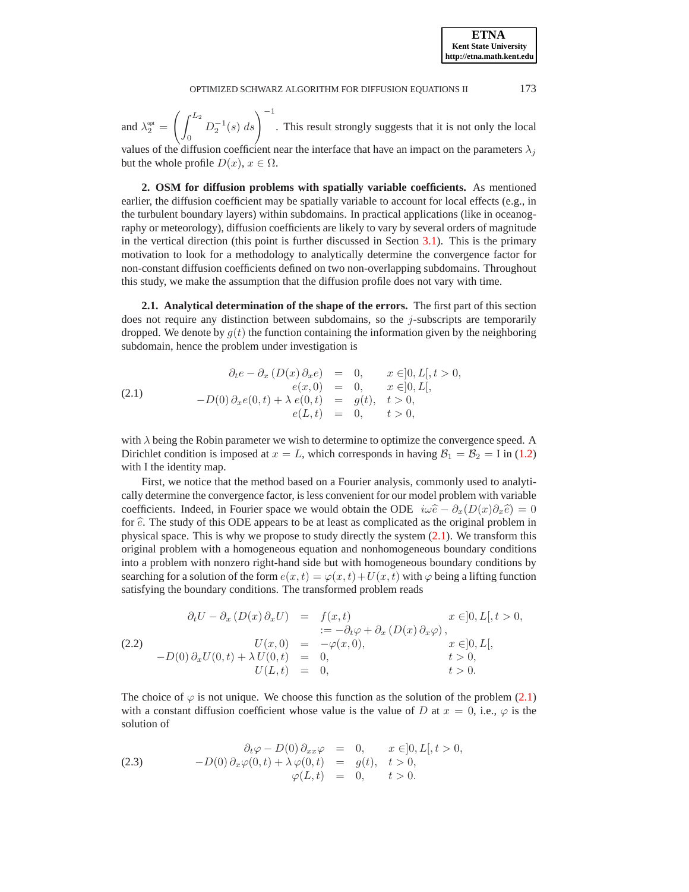and $\lambda_2^{\text{opt}} = \left( \int_0^{L_2} D_2^{-1}(s)\, ds \right)^{-1}$. This result strongly suggests that it is not only the local values of the diffusion coefficient near the interface that have an impact on the parameters $\lambda_j$ but the whole profile $D(x)$, $x \in \Omega$.

**2. OSM for diffusion problems with spatially variable coefficients.** As mentioned earlier, the diffusion coefficient may be spatially variable to account for local effects (e.g., in the turbulent boundary layers) within subdomains. In practical applications (like in oceanography or meteorology), diffusion coefficients are likely to vary by several orders of magnitude in the vertical direction (this point is further discussed in Section 3.1). This is the primary motivation to look for a methodology to analytically determine the convergence factor for non-constant diffusion coefficients defined on two non-overlapping subdomains. Throughout this study, we make the assumption that the diffusion profile does not vary with time.

**2.1. Analytical determination of the shape of the errors.** The first part of this section does not require any distinction between subdomains, so the $j$-subscripts are temporarily dropped. We denote by $g(t)$ the function containing the information given by the neighboring subdomain, hence the problem under investigation is

$$
\begin{array}{rcll}
\partial_t e - \partial_x \left( D(x)\, \partial_x e \right) & = & 0, & x \in ]0, L[, t > 0, \\
e(x, 0) & = & 0, & x \in ]0, L[, \\
-D(0)\, \partial_x e(0, t) + \lambda\, e(0, t) & = & g(t), & t > 0, \\
e(L, t) & = & 0, & t > 0,
\end{array}
\tag{2.1}
$$

with $\lambda$ being the Robin parameter we wish to determine to optimize the convergence speed. A Dirichlet condition is imposed at $x = L$, which corresponds in having $\mathcal{B}_1 = \mathcal{B}_2 = \mathrm{I}$ in (1.2) with I the identity map.

First, we notice that the method based on a Fourier analysis, commonly used to analytically determine the convergence factor, is less convenient for our model problem with variable coefficients. Indeed, in Fourier space we would obtain the ODE $i\omega\widehat{e} - \partial_x(D(x)\partial_x\widehat{e}) = 0$ for $\widehat{e}$. The study of this ODE appears to be at least as complicated as the original problem in physical space. This is why we propose to study directly the system (2.1). We transform this original problem with a homogeneous equation and nonhomogeneous boundary conditions into a problem with nonzero right-hand side but with homogeneous boundary conditions by searching for a solution of the form $e(x, t) = \varphi(x, t) + U(x, t)$ with $\varphi$ being a lifting function satisfying the boundary conditions. The transformed problem reads

$$
\begin{array}{rcll}
\partial_t U - \partial_x \left( D(x)\, \partial_x U \right) & = & f(x, t) & x \in ]0, L[, t > 0, \\
 & & := -\partial_t \varphi + \partial_x \left( D(x)\, \partial_x \varphi \right), & \\
U(x, 0) & = & -\varphi(x, 0), & x \in ]0, L[, \\
-D(0)\, \partial_x U(0, t) + \lambda\, U(0, t) & = & 0, & t > 0, \\
U(L, t) & = & 0, & t > 0.
\end{array}
\tag{2.2}
$$

The choice of $\varphi$ is not unique. We choose this function as the solution of the problem (2.1) with a constant diffusion coefficient whose value is the value of $D$ at $x = 0$, i.e., $\varphi$ is the solution of

$$
\begin{array}{rcll}
\partial_t \varphi - D(0)\, \partial_{xx} \varphi & = & 0, & x \in ]0, L[, t > 0, \\
-D(0)\, \partial_x \varphi(0, t) + \lambda\, \varphi(0, t) & = & g(t), & t > 0, \\
\varphi(L, t) & = & 0, & t > 0.
\end{array}
\tag{2.3}
$$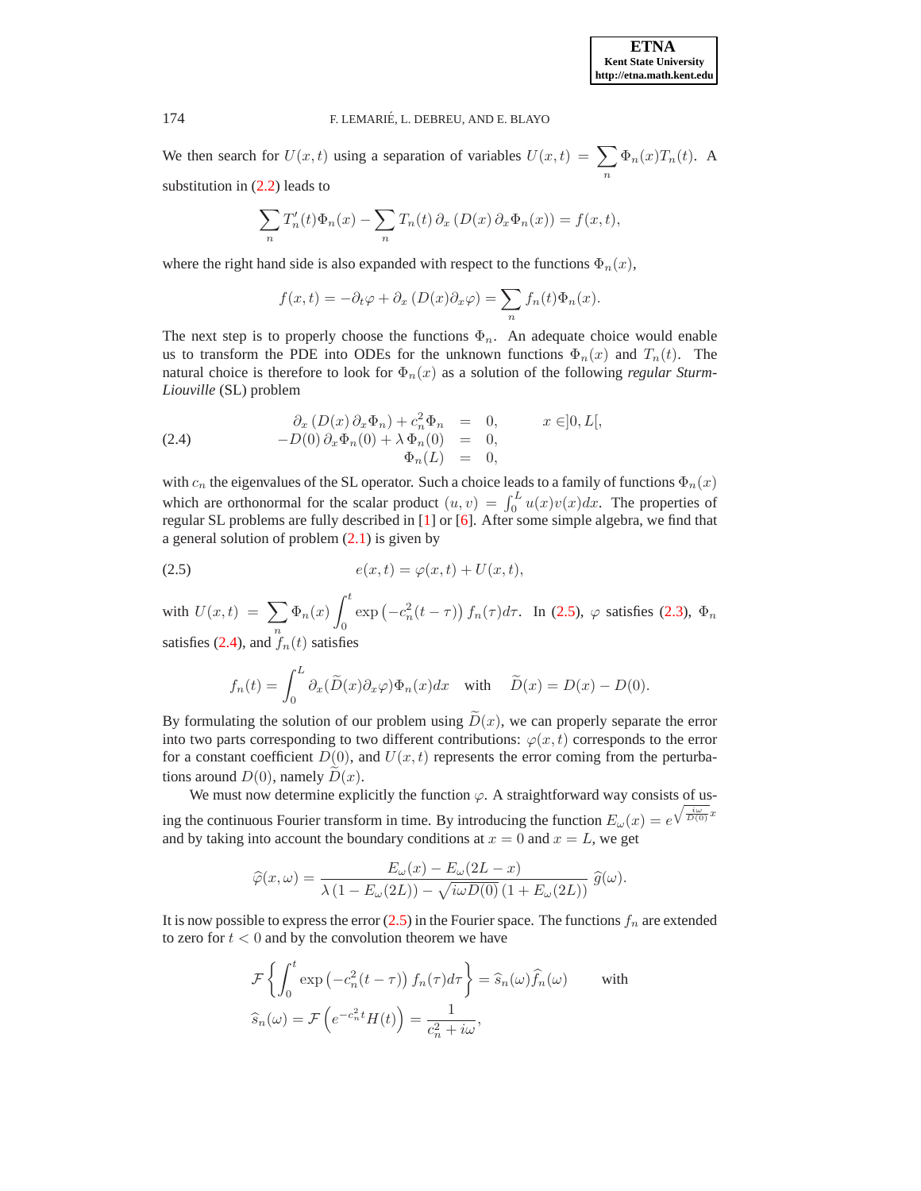We then search for $U(x,t)$ using a separation of variables $U(x,t) = \sum_n \Phi_n(x) T_n(t)$. A substitution in (2.2) leads to

$$\sum_n T_n'(t)\Phi_n(x) - \sum_n T_n(t)\, \partial_x \left(D(x)\, \partial_x \Phi_n(x)\right) = f(x,t),$$

where the right hand side is also expanded with respect to the functions $\Phi_n(x)$,

$$f(x,t) = -\partial_t \varphi + \partial_x \left(D(x) \partial_x \varphi\right) = \sum_n f_n(t) \Phi_n(x).$$

The next step is to properly choose the functions $\Phi_n$. An adequate choice would enable us to transform the PDE into ODEs for the unknown functions $\Phi_n(x)$ and $T_n(t)$. The natural choice is therefore to look for $\Phi_n(x)$ as a solution of the following *regular Sturm-Liouville* (SL) problem

$$\begin{array}{rcll} \partial_x \left(D(x)\, \partial_x \Phi_n\right) + c_n^2 \Phi_n & = & 0, & x \in ]0, L[, \\ -D(0)\, \partial_x \Phi_n(0) + \lambda\, \Phi_n(0) & = & 0, & \\ \Phi_n(L) & = & 0, & \end{array} \tag{2.4}$$

with $c_n$ the eigenvalues of the SL operator. Such a choice leads to a family of functions $\Phi_n(x)$ which are orthonormal for the scalar product $(u,v) = \int_0^L u(x)v(x)dx$. The properties of regular SL problems are fully described in [1] or [6]. After some simple algebra, we find that a general solution of problem (2.1) is given by

$$e(x,t) = \varphi(x,t) + U(x,t), \tag{2.5}$$

with $U(x,t) = \sum_n \Phi_n(x) \int_0^t \exp\left(-c_n^2 (t-\tau)\right) f_n(\tau) d\tau$. In (2.5), $\varphi$ satisfies (2.3), $\Phi_n$ satisfies (2.4), and $f_n(t)$ satisfies

$$f_n(t) = \int_0^L \partial_x (\widetilde{D}(x) \partial_x \varphi) \Phi_n(x) dx \quad \text{with} \quad \widetilde{D}(x) = D(x) - D(0).$$

By formulating the solution of our problem using $\widetilde{D}(x)$, we can properly separate the error into two parts corresponding to two different contributions: $\varphi(x,t)$ corresponds to the error for a constant coefficient $D(0)$, and $U(x,t)$ represents the error coming from the perturbations around $D(0)$, namely $\widetilde{D}(x)$.

We must now determine explicitly the function $\varphi$. A straightforward way consists of using the continuous Fourier transform in time. By introducing the function $E_\omega(x) = e^{\sqrt{\frac{i\omega}{D(0)}}x}$ and by taking into account the boundary conditions at $x = 0$ and $x = L$, we get

$$\widehat{\varphi}(x,\omega) = \frac{E_\omega(x) - E_\omega(2L - x)}{\lambda \left(1 - E_\omega(2L)\right) - \sqrt{i\omega D(0)} \left(1 + E_\omega(2L)\right)}\, \widehat{g}(\omega).$$

It is now possible to express the error (2.5) in the Fourier space. The functions $f_n$ are extended to zero for $t < 0$ and by the convolution theorem we have

$$\mathcal{F}\left\{ \int_0^t \exp\left(-c_n^2(t-\tau)\right) f_n(\tau) d\tau \right\} = \widehat{s}_n(\omega) \widehat{f}_n(\omega) \qquad \text{with}$$

$$\widehat{s}_n(\omega) = \mathcal{F}\left(e^{-c_n^2 t} H(t)\right) = \frac{1}{c_n^2 + i\omega},$$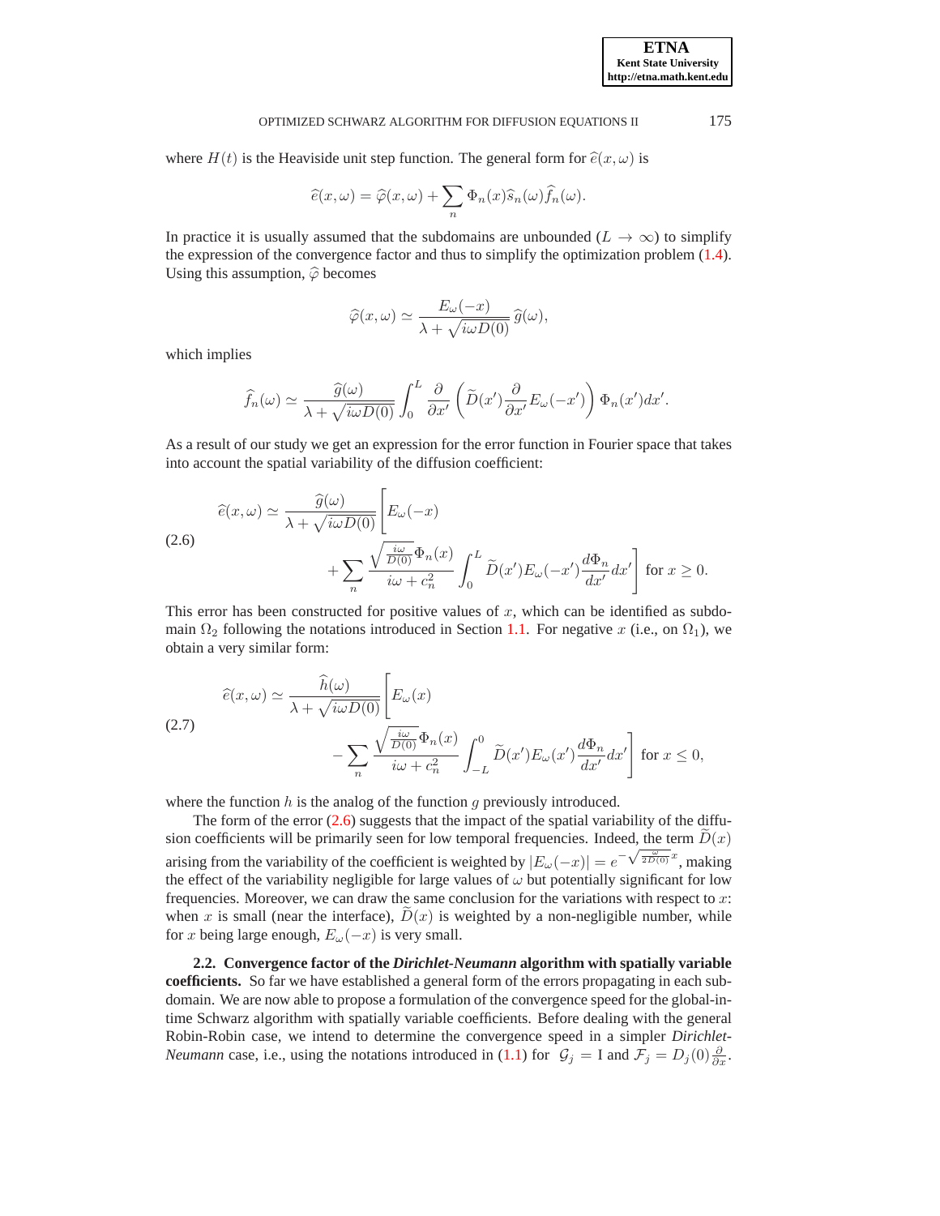where $H(t)$ is the Heaviside unit step function. The general form for $\widehat{e}(x,\omega)$ is

$$\widehat{e}(x,\omega) = \widehat{\varphi}(x,\omega) + \sum_n \Phi_n(x)\widehat{s}_n(\omega)\widehat{f}_n(\omega).$$

In practice it is usually assumed that the subdomains are unbounded ($L \to \infty$) to simplify the expression of the convergence factor and thus to simplify the optimization problem (1.4). Using this assumption, $\widehat{\varphi}$ becomes

$$\widehat{\varphi}(x,\omega) \simeq \frac{E_\omega(-x)}{\lambda + \sqrt{i\omega D(0)}}\,\widehat{g}(\omega),$$

which implies

$$\widehat{f}_n(\omega) \simeq \frac{\widehat{g}(\omega)}{\lambda + \sqrt{i\omega D(0)}} \int_0^L \frac{\partial}{\partial x'}\left(\widetilde{D}(x')\frac{\partial}{\partial x'}E_\omega(-x')\right)\Phi_n(x')dx'.$$

As a result of our study we get an expression for the error function in Fourier space that takes into account the spatial variability of the diffusion coefficient:

$$\widehat{e}(x,\omega) \simeq \frac{\widehat{g}(\omega)}{\lambda + \sqrt{i\omega D(0)}}\Bigg[E_\omega(-x) + \sum_n \frac{\sqrt{\frac{i\omega}{D(0)}}\Phi_n(x)}{i\omega + c_n^2}\int_0^L \widetilde{D}(x')E_\omega(-x')\frac{d\Phi_n}{dx'}dx'\Bigg] \text{ for } x \geq 0. \tag{2.6}$$

This error has been constructed for positive values of $x$, which can be identified as subdomain $\Omega_2$ following the notations introduced in Section 1.1. For negative $x$ (i.e., on $\Omega_1$), we obtain a very similar form:

$$\widehat{e}(x,\omega) \simeq \frac{\widehat{h}(\omega)}{\lambda + \sqrt{i\omega D(0)}}\Bigg[E_\omega(x) - \sum_n \frac{\sqrt{\frac{i\omega}{D(0)}}\Phi_n(x)}{i\omega + c_n^2}\int_{-L}^0 \widetilde{D}(x')E_\omega(x')\frac{d\Phi_n}{dx'}dx'\Bigg] \text{ for } x \leq 0, \tag{2.7}$$

where the function $h$ is the analog of the function $g$ previously introduced.

The form of the error (2.6) suggests that the impact of the spatial variability of the diffusion coefficients will be primarily seen for low temporal frequencies. Indeed, the term $\widetilde{D}(x)$ arising from the variability of the coefficient is weighted by $|E_\omega(-x)| = e^{-\sqrt{\frac{\omega}{2D(0)}}x}$, making the effect of the variability negligible for large values of $\omega$ but potentially significant for low frequencies. Moreover, we can draw the same conclusion for the variations with respect to $x$: when $x$ is small (near the interface), $\widetilde{D}(x)$ is weighted by a non-negligible number, while for $x$ being large enough, $E_\omega(-x)$ is very small.

**2.2. Convergence factor of the *Dirichlet-Neumann* algorithm with spatially variable coefficients.** So far we have established a general form of the errors propagating in each subdomain. We are now able to propose a formulation of the convergence speed for the global-in-time Schwarz algorithm with spatially variable coefficients. Before dealing with the general Robin-Robin case, we intend to determine the convergence speed in a simpler *Dirichlet-Neumann* case, i.e., using the notations introduced in (1.1) for $\mathcal{G}_j = \mathrm{I}$ and $\mathcal{F}_j = D_j(0)\frac{\partial}{\partial x}$.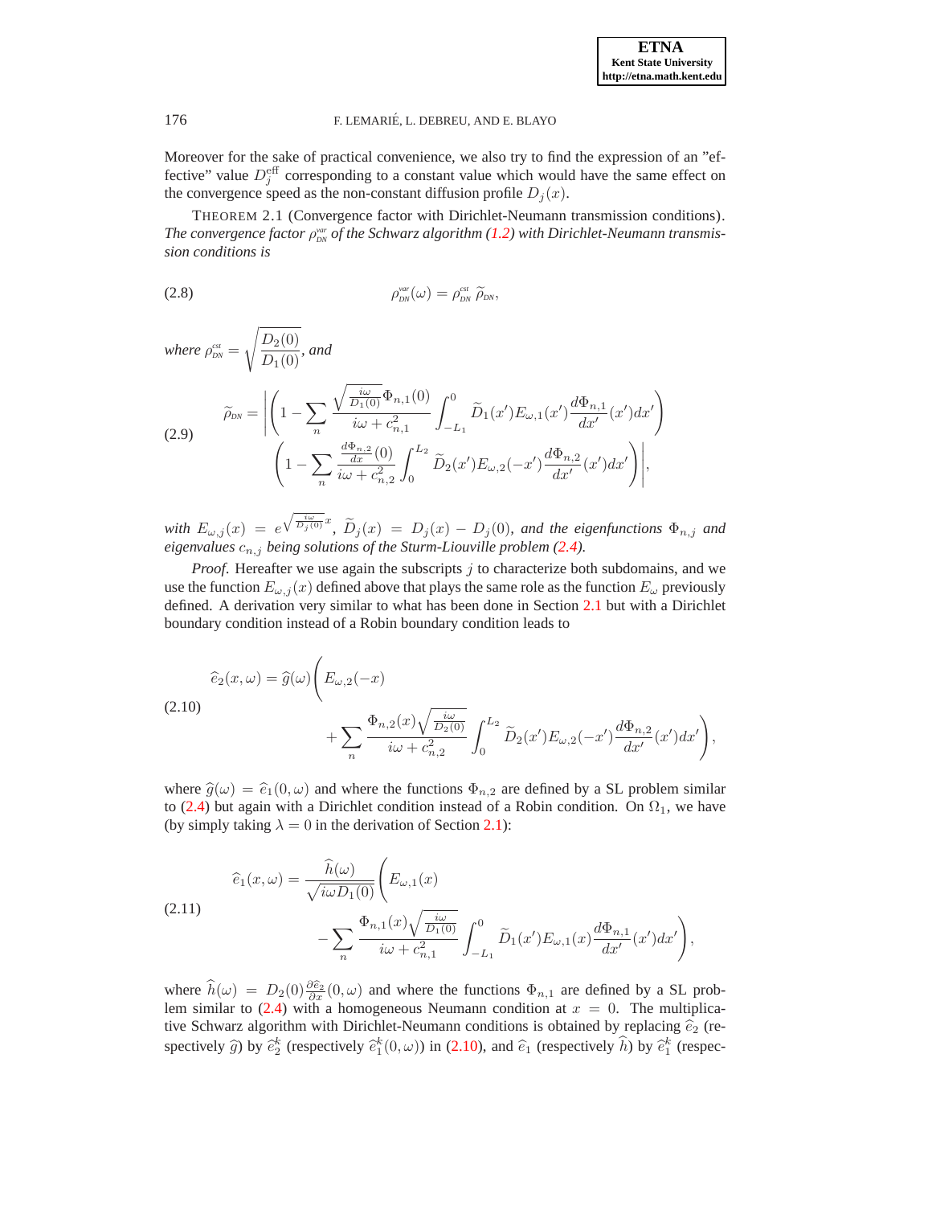Moreover for the sake of practical convenience, we also try to find the expression of an "effective" value $D_j^{\text{eff}}$ corresponding to a constant value which would have the same effect on the convergence speed as the non-constant diffusion profile $D_j(x)$.

THEOREM 2.1 (Convergence factor with Dirichlet-Neumann transmission conditions). *The convergence factor $\rho_{\text{DN}}^{\text{var}}$ of the Schwarz algorithm (1.2) with Dirichlet-Neumann transmission conditions is*

$$\rho_{\text{DN}}^{\text{var}}(\omega) = \rho_{\text{DN}}^{\text{cst}}\, \widetilde{\rho}_{\text{DN}}, \tag{2.8}$$

*where* $\rho_{\text{DN}}^{\text{cst}} = \sqrt{\dfrac{D_2(0)}{D_1(0)}}$, *and*

$$\begin{aligned}\widetilde{\rho}_{\text{DN}} = \Bigg| &\left(1 - \sum_n \frac{\sqrt{\frac{i\omega}{D_1(0)}}\Phi_{n,1}(0)}{i\omega + c_{n,1}^2} \int_{-L_1}^{0} \widetilde{D}_1(x')E_{\omega,1}(x')\frac{d\Phi_{n,1}}{dx'}(x')dx'\right) \\ &\left(1 - \sum_n \frac{\frac{d\Phi_{n,2}}{dx}(0)}{i\omega + c_{n,2}^2} \int_{0}^{L_2} \widetilde{D}_2(x')E_{\omega,2}(-x')\frac{d\Phi_{n,2}}{dx'}(x')dx'\right)\Bigg|,\end{aligned} \tag{2.9}$$

*with* $E_{\omega,j}(x) = e^{\sqrt{\frac{i\omega}{D_j(0)}}x}$, $\widetilde{D}_j(x) = D_j(x) - D_j(0)$, *and the eigenfunctions* $\Phi_{n,j}$ *and eigenvalues* $c_{n,j}$ *being solutions of the Sturm-Liouville problem (2.4).*

*Proof.* Hereafter we use again the subscripts $j$ to characterize both subdomains, and we use the function $E_{\omega,j}(x)$ defined above that plays the same role as the function $E_\omega$ previously defined. A derivation very similar to what has been done in Section 2.1 but with a Dirichlet boundary condition instead of a Robin boundary condition leads to

$$\begin{aligned}\widehat{e}_2(x,\omega) = \widehat{g}(\omega)\Bigg(&E_{\omega,2}(-x) \\ &+ \sum_n \frac{\Phi_{n,2}(x)\sqrt{\frac{i\omega}{D_2(0)}}}{i\omega + c_{n,2}^2} \int_0^{L_2} \widetilde{D}_2(x')E_{\omega,2}(-x')\frac{d\Phi_{n,2}}{dx'}(x')dx'\Bigg),\end{aligned} \tag{2.10}$$

where $\widehat{g}(\omega) = \widehat{e}_1(0,\omega)$ and where the functions $\Phi_{n,2}$ are defined by a SL problem similar to (2.4) but again with a Dirichlet condition instead of a Robin condition. On $\Omega_1$, we have (by simply taking $\lambda = 0$ in the derivation of Section 2.1):

$$\begin{aligned}\widehat{e}_1(x,\omega) = \frac{\widehat{h}(\omega)}{\sqrt{i\omega D_1(0)}}\Bigg(&E_{\omega,1}(x) \\ &- \sum_n \frac{\Phi_{n,1}(x)\sqrt{\frac{i\omega}{D_1(0)}}}{i\omega + c_{n,1}^2} \int_{-L_1}^{0} \widetilde{D}_1(x')E_{\omega,1}(x)\frac{d\Phi_{n,1}}{dx'}(x')dx'\Bigg),\end{aligned} \tag{2.11}$$

where $\widehat{h}(\omega) = D_2(0)\frac{\partial \widehat{e}_2}{\partial x}(0,\omega)$ and where the functions $\Phi_{n,1}$ are defined by a SL problem similar to (2.4) with a homogeneous Neumann condition at $x = 0$. The multiplicative Schwarz algorithm with Dirichlet-Neumann conditions is obtained by replacing $\widehat{e}_2$ (respectively $\widehat{g}$) by $\widehat{e}_2^k$ (respectively $\widehat{e}_1^k(0,\omega)$) in (2.10), and $\widehat{e}_1$ (respectively $\widehat{h}$) by $\widehat{e}_1^k$ (respec-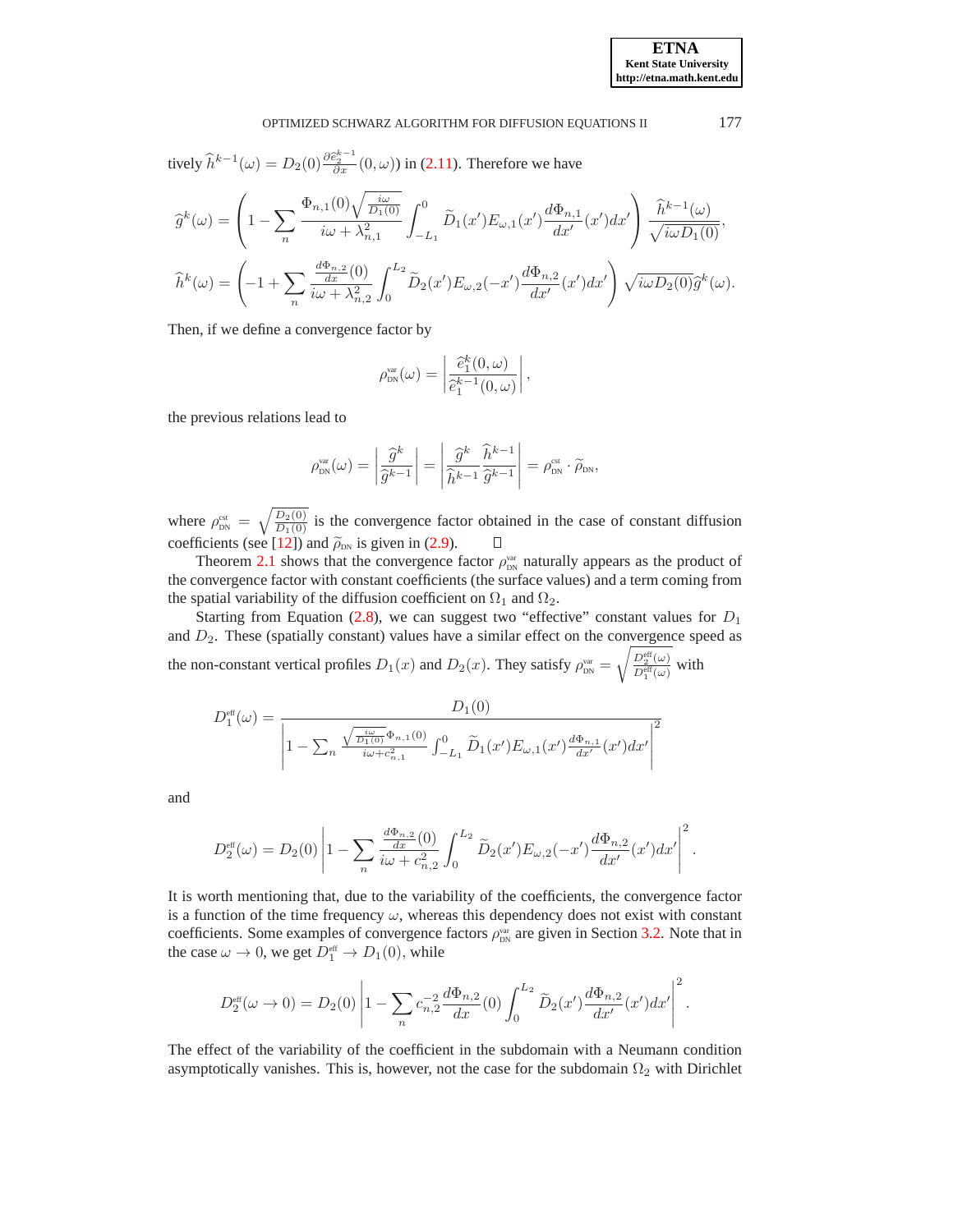tively $\widehat{h}^{k-1}(\omega) = D_2(0)\frac{\partial \widehat{e}_2^{k-1}}{\partial x}(0,\omega)$) in (2.11). Therefore we have

$$\widehat{g}^k(\omega) = \left(1 - \sum_n \frac{\Phi_{n,1}(0)\sqrt{\frac{i\omega}{D_1(0)}}}{i\omega + \lambda_{n,1}^2} \int_{-L_1}^0 \widetilde{D}_1(x')E_{\omega,1}(x')\frac{d\Phi_{n,1}}{dx'}(x')dx'\right)\frac{\widehat{h}^{k-1}(\omega)}{\sqrt{i\omega D_1(0)}},$$

$$\widehat{h}^k(\omega) = \left(-1 + \sum_n \frac{\frac{d\Phi_{n,2}}{dx}(0)}{i\omega + \lambda_{n,2}^2}\int_0^{L_2}\widetilde{D}_2(x')E_{\omega,2}(-x')\frac{d\Phi_{n,2}}{dx'}(x')dx'\right)\sqrt{i\omega D_2(0)}\widehat{g}^k(\omega).$$

Then, if we define a convergence factor by

$$\rho_{\text{DN}}^{\text{var}}(\omega) = \left|\frac{\widehat{e}_1^k(0,\omega)}{\widehat{e}_1^{k-1}(0,\omega)}\right|,$$

the previous relations lead to

$$\rho_{\text{DN}}^{\text{var}}(\omega) = \left|\frac{\widehat{g}^k}{\widehat{g}^{k-1}}\right| = \left|\frac{\widehat{g}^k}{\widehat{h}^{k-1}}\frac{\widehat{h}^{k-1}}{\widehat{g}^{k-1}}\right| = \rho_{\text{DN}}^{\text{cst}}\cdot\widetilde{\rho}_{\text{DN}},$$

where $\rho_{\text{DN}}^{\text{cst}} = \sqrt{\frac{D_2(0)}{D_1(0)}}$ is the convergence factor obtained in the case of constant diffusion coefficients (see [12]) and $\widetilde{\rho}_{\text{DN}}$ is given in (2.9). ◻

Theorem 2.1 shows that the convergence factor $\rho_{\text{DN}}^{\text{var}}$ naturally appears as the product of the convergence factor with constant coefficients (the surface values) and a term coming from the spatial variability of the diffusion coefficient on $\Omega_1$ and $\Omega_2$.

Starting from Equation (2.8), we can suggest two "effective" constant values for $D_1$ and $D_2$. These (spatially constant) values have a similar effect on the convergence speed as the non-constant vertical profiles $D_1(x)$ and $D_2(x)$. They satisfy $\rho_{\text{DN}}^{\text{var}} = \sqrt{\frac{D_2^{\text{eff}}(\omega)}{D_1^{\text{eff}}(\omega)}}$ with

$$D_1^{\text{eff}}(\omega) = \frac{D_1(0)}{\left|1 - \sum_n \frac{\sqrt{\frac{i\omega}{D_1(0)}}\Phi_{n,1}(0)}{i\omega + c_{n,1}^2}\int_{-L_1}^0 \widetilde{D}_1(x')E_{\omega,1}(x')\frac{d\Phi_{n,1}}{dx'}(x')dx'\right|^2}$$

and

$$D_2^{\text{eff}}(\omega) = D_2(0)\left|1 - \sum_n \frac{\frac{d\Phi_{n,2}}{dx}(0)}{i\omega + c_{n,2}^2}\int_0^{L_2}\widetilde{D}_2(x')E_{\omega,2}(-x')\frac{d\Phi_{n,2}}{dx'}(x')dx'\right|^2.$$

It is worth mentioning that, due to the variability of the coefficients, the convergence factor is a function of the time frequency $\omega$, whereas this dependency does not exist with constant coefficients. Some examples of convergence factors $\rho_{\text{DN}}^{\text{var}}$ are given in Section 3.2. Note that in the case $\omega \to 0$, we get $D_1^{\text{eff}} \to D_1(0)$, while

$$D_2^{\text{eff}}(\omega \to 0) = D_2(0)\left|1 - \sum_n c_{n,2}^{-2}\frac{d\Phi_{n,2}}{dx}(0)\int_0^{L_2}\widetilde{D}_2(x')\frac{d\Phi_{n,2}}{dx'}(x')dx'\right|^2.$$

The effect of the variability of the coefficient in the subdomain with a Neumann condition asymptotically vanishes. This is, however, not the case for the subdomain $\Omega_2$ with Dirichlet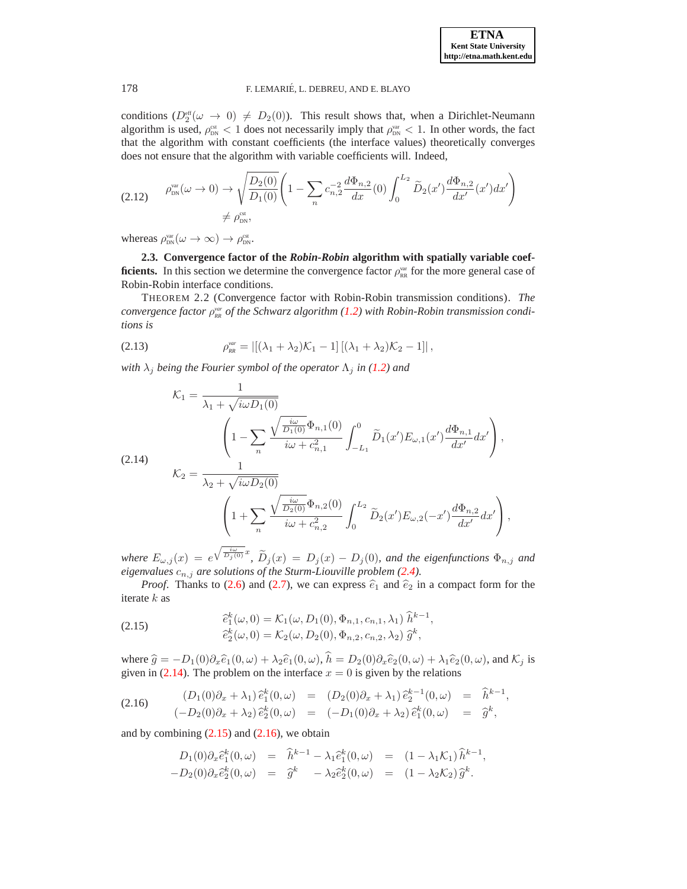conditions ($D_2^{\text{eff}}(\omega \to 0) \neq D_2(0)$). This result shows that, when a Dirichlet-Neumann algorithm is used, $\rho_{\text{DN}}^{\text{cst}} < 1$ does not necessarily imply that $\rho_{\text{DN}}^{\text{var}} < 1$. In other words, the fact that the algorithm with constant coefficients (the interface values) theoretically converges does not ensure that the algorithm with variable coefficients will. Indeed,

$$
\rho_{\text{DN}}^{\text{var}}(\omega \to 0) \to \sqrt{\frac{D_2(0)}{D_1(0)}} \left( 1 - \sum_n c_{n,2}^{-2} \frac{d\Phi_{n,2}}{dx}(0) \int_0^{L_2} \widetilde{D}_2(x') \frac{d\Phi_{n,2}}{dx'}(x') dx' \right) \neq \rho_{\text{DN}}^{\text{cst}}, \tag{2.12}
$$

whereas $\rho_{\text{DN}}^{\text{var}}(\omega \to \infty) \to \rho_{\text{DN}}^{\text{cst}}$.

**2.3. Convergence factor of the *Robin-Robin* algorithm with spatially variable coefficients.** In this section we determine the convergence factor $\rho_{\text{RR}}^{\text{var}}$ for the more general case of Robin-Robin interface conditions.

THEOREM 2.2 (Convergence factor with Robin-Robin transmission conditions). *The convergence factor $\rho_{\text{RR}}^{\text{var}}$ of the Schwarz algorithm (1.2) with Robin-Robin transmission conditions is*

$$
\rho_{\text{RR}}^{\text{var}} = \left| \left[ (\lambda_1 + \lambda_2)\mathcal{K}_1 - 1 \right] \left[ (\lambda_1 + \lambda_2)\mathcal{K}_2 - 1 \right] \right|, \tag{2.13}
$$

*with $\lambda_j$ being the Fourier symbol of the operator $\Lambda_j$ in (1.2) and*

$$
\begin{aligned}
\mathcal{K}_1 &= \frac{1}{\lambda_1 + \sqrt{i\omega D_1(0)}} \\
&\quad \left( 1 - \sum_n \frac{\sqrt{\frac{i\omega}{D_1(0)}}\Phi_{n,1}(0)}{i\omega + c_{n,1}^2} \int_{-L_1}^0 \widetilde{D}_1(x') E_{\omega,1}(x') \frac{d\Phi_{n,1}}{dx'} dx' \right), \\
\mathcal{K}_2 &= \frac{1}{\lambda_2 + \sqrt{i\omega D_2(0)}} \\
&\quad \left( 1 + \sum_n \frac{\sqrt{\frac{i\omega}{D_2(0)}}\Phi_{n,2}(0)}{i\omega + c_{n,2}^2} \int_0^{L_2} \widetilde{D}_2(x') E_{\omega,2}(-x') \frac{d\Phi_{n,2}}{dx'} dx' \right),
\end{aligned} \tag{2.14}
$$

*where $E_{\omega,j}(x) = e^{\sqrt{\frac{i\omega}{D_j(0)}}x}$, $\widetilde{D}_j(x) = D_j(x) - D_j(0)$, and the eigenfunctions $\Phi_{n,j}$ and eigenvalues $c_{n,j}$ are solutions of the Sturm-Liouville problem (2.4).*

*Proof.* Thanks to (2.6) and (2.7), we can express $\widehat{e}_1$ and $\widehat{e}_2$ in a compact form for the iterate $k$ as

$$
\begin{aligned}
\widehat{e}_1^k(\omega, 0) &= \mathcal{K}_1(\omega, D_1(0), \Phi_{n,1}, c_{n,1}, \lambda_1)\, \widehat{h}^{k-1}, \\
\widehat{e}_2^k(\omega, 0) &= \mathcal{K}_2(\omega, D_2(0), \Phi_{n,2}, c_{n,2}, \lambda_2)\, \widehat{g}^k,
\end{aligned} \tag{2.15}
$$

where $\widehat{g} = -D_1(0)\partial_x \widehat{e}_1(0,\omega) + \lambda_2 \widehat{e}_1(0,\omega)$, $\widehat{h} = D_2(0)\partial_x \widehat{e}_2(0,\omega) + \lambda_1 \widehat{e}_2(0,\omega)$, and $\mathcal{K}_j$ is given in (2.14). The problem on the interface $x = 0$ is given by the relations

$$
\begin{aligned}
(D_1(0)\partial_x + \lambda_1)\, \widehat{e}_1^k(0,\omega) &= (D_2(0)\partial_x + \lambda_1)\, \widehat{e}_2^{k-1}(0,\omega) = \widehat{h}^{k-1}, \\
(-D_2(0)\partial_x + \lambda_2)\, \widehat{e}_2^k(0,\omega) &= (-D_1(0)\partial_x + \lambda_2)\, \widehat{e}_1^k(0,\omega) = \widehat{g}^k,
\end{aligned} \tag{2.16}
$$

and by combining (2.15) and (2.16), we obtain

$$
\begin{aligned}
D_1(0)\partial_x \widehat{e}_1^k(0,\omega) &= \widehat{h}^{k-1} - \lambda_1 \widehat{e}_1^k(0,\omega) = (1 - \lambda_1 \mathcal{K}_1)\, \widehat{h}^{k-1}, \\
-D_2(0)\partial_x \widehat{e}_2^k(0,\omega) &= \widehat{g}^k \quad - \lambda_2 \widehat{e}_2^k(0,\omega) = (1 - \lambda_2 \mathcal{K}_2)\, \widehat{g}^k.
\end{aligned}
$$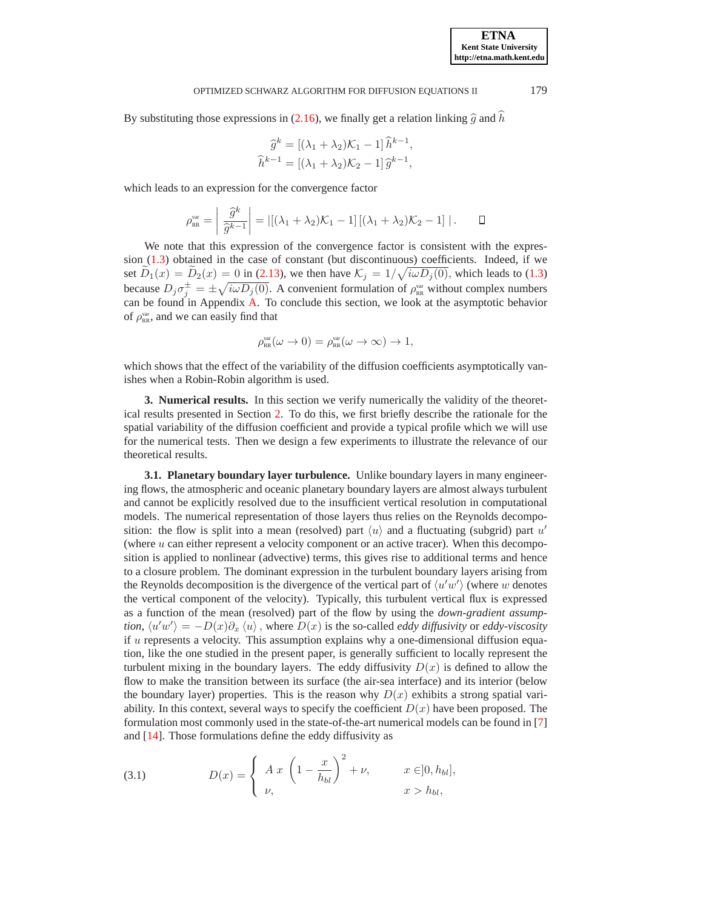By substituting those expressions in (2.16), we finally get a relation linking $\widehat{g}$ and $\widehat{h}$

$$\widehat{g}^k = \left[(\lambda_1 + \lambda_2)\mathcal{K}_1 - 1\right] \widehat{h}^{k-1},$$
$$\widehat{h}^{k-1} = \left[(\lambda_1 + \lambda_2)\mathcal{K}_2 - 1\right] \widehat{g}^{k-1},$$

which leads to an expression for the convergence factor

$$\rho_{\text{RR}}^{\text{var}} = \left| \frac{\widehat{g}^k}{\widehat{g}^{k-1}} \right| = \left| \left[(\lambda_1 + \lambda_2)\mathcal{K}_1 - 1\right] \left[(\lambda_1 + \lambda_2)\mathcal{K}_2 - 1\right] \right|. \qquad \square$$

We note that this expression of the convergence factor is consistent with the expression (1.3) obtained in the case of constant (but discontinuous) coefficients. Indeed, if we set $\widetilde{D}_1(x) = \widetilde{D}_2(x) = 0$ in (2.13), we then have $\mathcal{K}_j = 1/\sqrt{i\omega D_j(0)}$, which leads to (1.3) because $D_j \sigma_j^{\pm} = \pm\sqrt{i\omega D_j(0)}$. A convenient formulation of $\rho_{\text{RR}}^{\text{var}}$ without complex numbers can be found in Appendix A. To conclude this section, we look at the asymptotic behavior of $\rho_{\text{RR}}^{\text{var}}$, and we can easily find that

$$\rho_{\text{RR}}^{\text{var}}(\omega \to 0) = \rho_{\text{RR}}^{\text{var}}(\omega \to \infty) \to 1,$$

which shows that the effect of the variability of the diffusion coefficients asymptotically vanishes when a Robin-Robin algorithm is used.

## 3. Numerical results.

In this section we verify numerically the validity of the theoretical results presented in Section 2. To do this, we first briefly describe the rationale for the spatial variability of the diffusion coefficient and provide a typical profile which we will use for the numerical tests. Then we design a few experiments to illustrate the relevance of our theoretical results.

### 3.1. Planetary boundary layer turbulence.

Unlike boundary layers in many engineering flows, the atmospheric and oceanic planetary boundary layers are almost always turbulent and cannot be explicitly resolved due to the insufficient vertical resolution in computational models. The numerical representation of those layers thus relies on the Reynolds decomposition: the flow is split into a mean (resolved) part $\langle u \rangle$ and a fluctuating (subgrid) part $u'$ (where $u$ can either represent a velocity component or an active tracer). When this decomposition is applied to nonlinear (advective) terms, this gives rise to additional terms and hence to a closure problem. The dominant expression in the turbulent boundary layers arising from the Reynolds decomposition is the divergence of the vertical part of $\langle u'w' \rangle$ (where $w$ denotes the vertical component of the velocity). Typically, this turbulent vertical flux is expressed as a function of the mean (resolved) part of the flow by using the *down-gradient assumption*, $\langle u'w' \rangle = -D(x)\partial_x \langle u \rangle$, where $D(x)$ is the so-called *eddy diffusivity* or *eddy-viscosity* if $u$ represents a velocity. This assumption explains why a one-dimensional diffusion equation, like the one studied in the present paper, is generally sufficient to locally represent the turbulent mixing in the boundary layers. The eddy diffusivity $D(x)$ is defined to allow the flow to make the transition between its surface (the air-sea interface) and its interior (below the boundary layer) properties. This is the reason why $D(x)$ exhibits a strong spatial variability. In this context, several ways to specify the coefficient $D(x)$ have been proposed. The formulation most commonly used in the state-of-the-art numerical models can be found in [7] and [14]. Those formulations define the eddy diffusivity as

$$D(x) = \begin{cases} A\ x\left(1 - \dfrac{x}{h_{bl}}\right)^2 + \nu, & x \in ]0, h_{bl}], \\ \nu, & x > h_{bl}, \end{cases} \tag{3.1}$$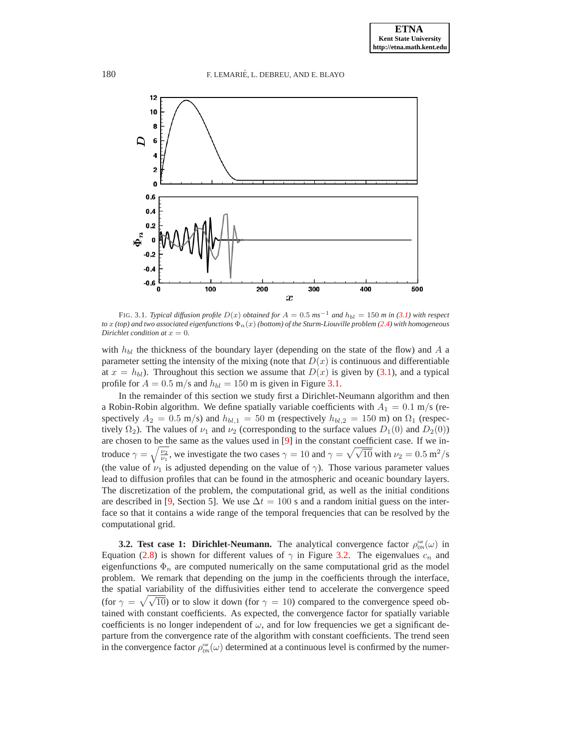FIG. 3.1. *Typical diffusion profile $D(x)$ obtained for $A = 0.5$ ms$^{-1}$ and $h_{bl} = 150$ m in (3.1) with respect to $x$ (top) and two associated eigenfunctions $\Phi_n(x)$ (bottom) of the Sturm-Liouville problem (2.4) with homogeneous Dirichlet condition at $x = 0$.*

with $h_{bl}$ the thickness of the boundary layer (depending on the state of the flow) and $A$ a parameter setting the intensity of the mixing (note that $D(x)$ is continuous and differentiable at $x = h_{bl}$). Throughout this section we assume that $D(x)$ is given by (3.1), and a typical profile for $A = 0.5$ m/s and $h_{bl} = 150$ m is given in Figure 3.1.

In the remainder of this section we study first a Dirichlet-Neumann algorithm and then a Robin-Robin algorithm. We define spatially variable coefficients with $A_1 = 0.1$ m/s (respectively $A_2 = 0.5$ m/s) and $h_{bl,1} = 50$ m (respectively $h_{bl,2} = 150$ m) on $\Omega_1$ (respectively $\Omega_2$). The values of $\nu_1$ and $\nu_2$ (corresponding to the surface values $D_1(0)$ and $D_2(0)$) are chosen to be the same as the values used in [9] in the constant coefficient case. If we introduce $\gamma = \sqrt{\frac{\nu_2}{\nu_1}}$, we investigate the two cases $\gamma = 10$ and $\gamma = \sqrt{\sqrt{10}}$ with $\nu_2 = 0.5$ m$^2$/s (the value of $\nu_1$ is adjusted depending on the value of $\gamma$). Those various parameter values lead to diffusion profiles that can be found in the atmospheric and oceanic boundary layers. The discretization of the problem, the computational grid, as well as the initial conditions are described in [9, Section 5]. We use $\Delta t = 100$ s and a random initial guess on the interface so that it contains a wide range of the temporal frequencies that can be resolved by the computational grid.

**3.2. Test case 1: Dirichlet-Neumann.** The analytical convergence factor $\rho_{\text{DN}}^{\text{var}}(\omega)$ in Equation (2.8) is shown for different values of $\gamma$ in Figure 3.2. The eigenvalues $c_n$ and eigenfunctions $\Phi_n$ are computed numerically on the same computational grid as the model problem. We remark that depending on the jump in the coefficients through the interface, the spatial variability of the diffusivities either tend to accelerate the convergence speed (for $\gamma = \sqrt{\sqrt{10}}$) or to slow it down (for $\gamma = 10$) compared to the convergence speed obtained with constant coefficients. As expected, the convergence factor for spatially variable coefficients is no longer independent of $\omega$, and for low frequencies we get a significant departure from the convergence rate of the algorithm with constant coefficients. The trend seen in the convergence factor $\rho_{\text{DN}}^{\text{var}}(\omega)$ determined at a continuous level is confirmed by the numer-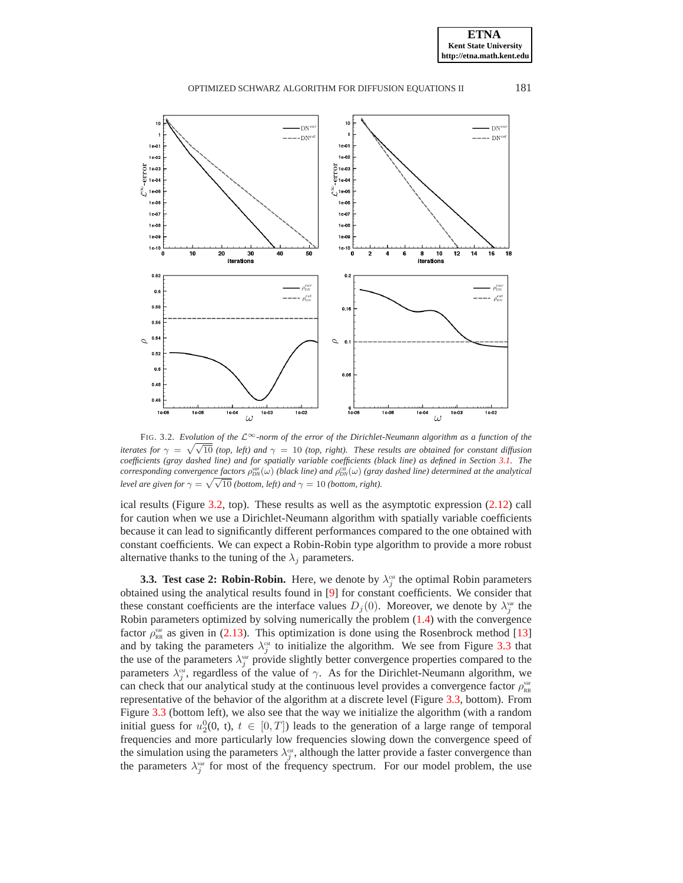FIG. 3.2. *Evolution of the $\mathcal{L}^\infty$-norm of the error of the Dirichlet-Neumann algorithm as a function of the iterates for $\gamma = \sqrt{\sqrt{10}}$ (top, left) and $\gamma = 10$ (top, right). These results are obtained for constant diffusion coefficients (gray dashed line) and for spatially variable coefficients (black line) as defined in Section 3.1. The corresponding convergence factors $\rho^{\rm var}_{\rm DN}(\omega)$ (black line) and $\rho^{\rm cst}_{\rm DN}(\omega)$ (gray dashed line) determined at the analytical level are given for $\gamma = \sqrt{\sqrt{10}}$ (bottom, left) and $\gamma = 10$ (bottom, right).*

ical results (Figure 3.2, top). These results as well as the asymptotic expression (2.12) call for caution when we use a Dirichlet-Neumann algorithm with spatially variable coefficients because it can lead to significantly different performances compared to the one obtained with constant coefficients. We can expect a Robin-Robin type algorithm to provide a more robust alternative thanks to the tuning of the $\lambda_j$ parameters.

**3.3. Test case 2: Robin-Robin.** Here, we denote by $\lambda_j^{\rm cst}$ the optimal Robin parameters obtained using the analytical results found in [9] for constant coefficients. We consider that these constant coefficients are the interface values $D_j(0)$. Moreover, we denote by $\lambda_j^{\rm var}$ the Robin parameters optimized by solving numerically the problem (1.4) with the convergence factor $\rho^{\rm var}_{\rm RR}$ as given in (2.13). This optimization is done using the Rosenbrock method [13] and by taking the parameters $\lambda_j^{\rm cst}$ to initialize the algorithm. We see from Figure 3.3 that the use of the parameters $\lambda_j^{\rm var}$ provide slightly better convergence properties compared to the parameters $\lambda_j^{\rm cst}$, regardless of the value of $\gamma$. As for the Dirichlet-Neumann algorithm, we can check that our analytical study at the continuous level provides a convergence factor $\rho^{\rm var}_{\rm RR}$ representative of the behavior of the algorithm at a discrete level (Figure 3.3, bottom). From Figure 3.3 (bottom left), we also see that the way we initialize the algorithm (with a random initial guess for $u_2^0(0,\,t)$, $t \in [0,T]$) leads to the generation of a large range of temporal frequencies and more particularly low frequencies slowing down the convergence speed of the simulation using the parameters $\lambda_j^{\rm cst}$, although the latter provide a faster convergence than the parameters $\lambda_j^{\rm var}$ for most of the frequency spectrum. For our model problem, the use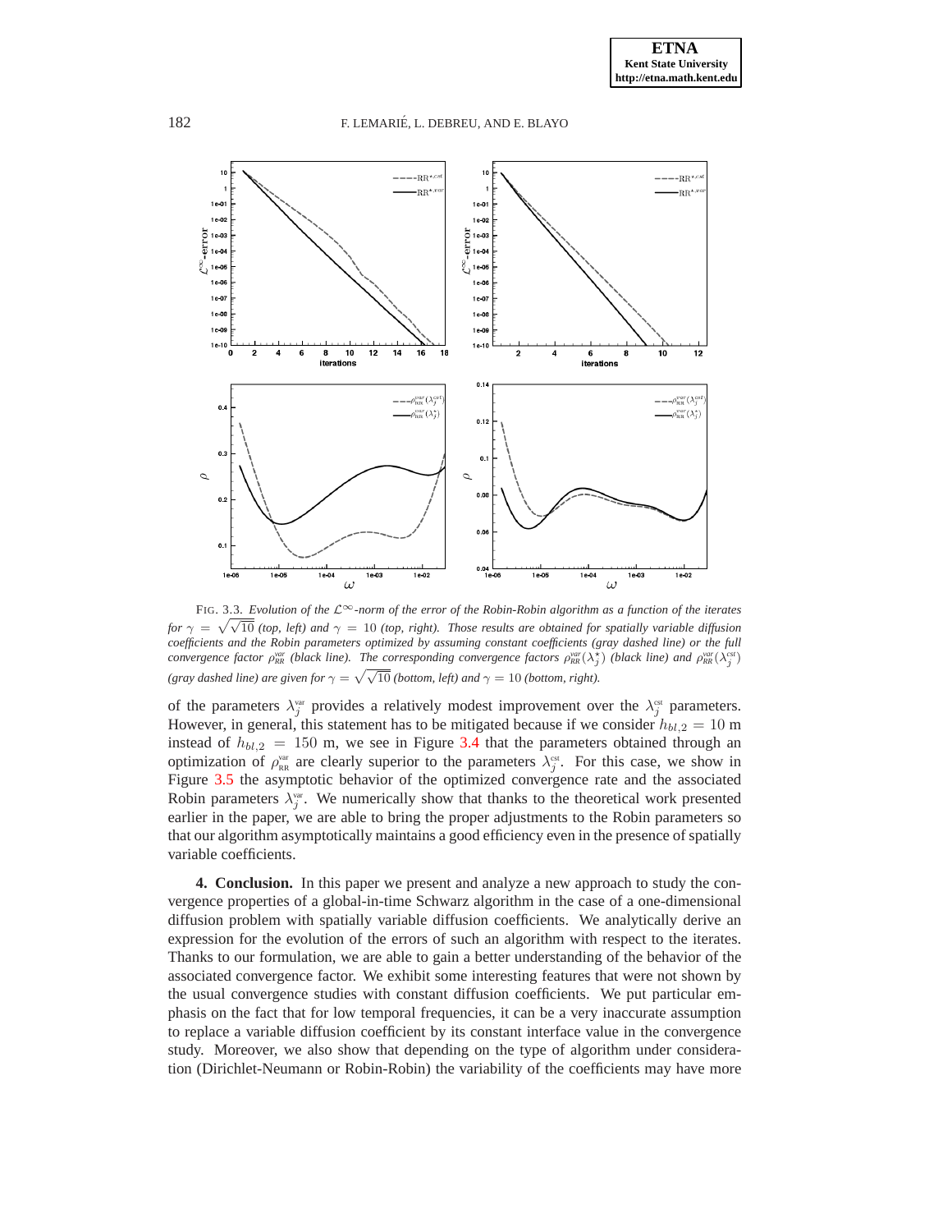FIG. 3.3. *Evolution of the $\mathcal{L}^\infty$-norm of the error of the Robin-Robin algorithm as a function of the iterates for $\gamma = \sqrt{\sqrt{10}}$ (top, left) and $\gamma = 10$ (top, right). Those results are obtained for spatially variable diffusion coefficients and the Robin parameters optimized by assuming constant coefficients (gray dashed line) or the full convergence factor $\rho_{\rm RR}^{var}$ (black line). The corresponding convergence factors $\rho_{\rm RR}^{var}(\lambda_j^\star)$ (black line) and $\rho_{\rm RR}^{var}(\lambda_j^{cst})$ (gray dashed line) are given for $\gamma = \sqrt{\sqrt{10}}$ (bottom, left) and $\gamma = 10$ (bottom, right).*

of the parameters $\lambda_j^{\rm var}$ provides a relatively modest improvement over the $\lambda_j^{\rm cst}$ parameters. However, in general, this statement has to be mitigated because if we consider $h_{bl,2} = 10$ m instead of $h_{bl,2} = 150$ m, we see in Figure 3.4 that the parameters obtained through an optimization of $\rho_{\rm RR}^{\rm var}$ are clearly superior to the parameters $\lambda_j^{\rm cst}$. For this case, we show in Figure 3.5 the asymptotic behavior of the optimized convergence rate and the associated Robin parameters $\lambda_j^{\rm var}$. We numerically show that thanks to the theoretical work presented earlier in the paper, we are able to bring the proper adjustments to the Robin parameters so that our algorithm asymptotically maintains a good efficiency even in the presence of spatially variable coefficients.

**4. Conclusion.** In this paper we present and analyze a new approach to study the convergence properties of a global-in-time Schwarz algorithm in the case of a one-dimensional diffusion problem with spatially variable diffusion coefficients. We analytically derive an expression for the evolution of the errors of such an algorithm with respect to the iterates. Thanks to our formulation, we are able to gain a better understanding of the behavior of the associated convergence factor. We exhibit some interesting features that were not shown by the usual convergence studies with constant diffusion coefficients. We put particular emphasis on the fact that for low temporal frequencies, it can be a very inaccurate assumption to replace a variable diffusion coefficient by its constant interface value in the convergence study. Moreover, we also show that depending on the type of algorithm under consideration (Dirichlet-Neumann or Robin-Robin) the variability of the coefficients may have more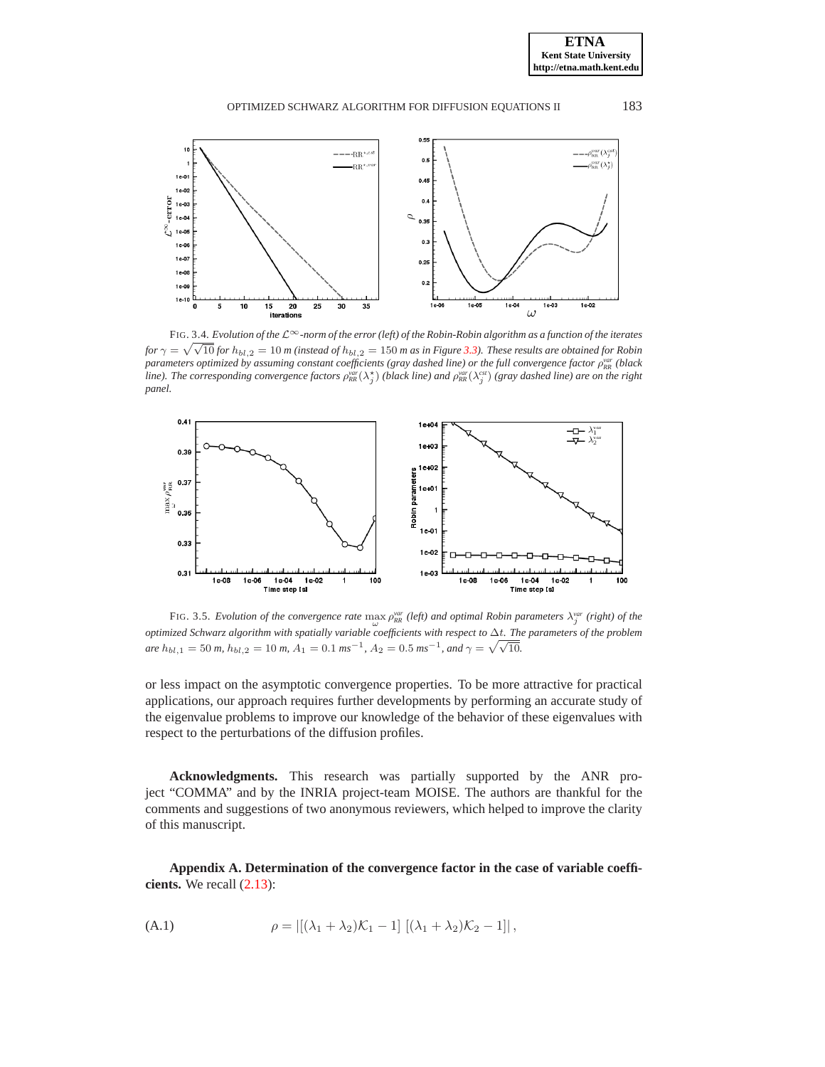FIG. 3.4. *Evolution of the $\mathcal{L}^\infty$-norm of the error (left) of the Robin-Robin algorithm as a function of the iterates for $\gamma = \sqrt{\sqrt{10}}$ for $h_{bl,2} = 10$ m (instead of $h_{bl,2} = 150$ m as in Figure 3.3). These results are obtained for Robin parameters optimized by assuming constant coefficients (gray dashed line) or the full convergence factor $\rho_{RR}^{var}$ (black line). The corresponding convergence factors $\rho_{RR}^{var}(\lambda_j^\star)$ (black line) and $\rho_{RR}^{var}(\lambda_j^{cst})$ (gray dashed line) are on the right panel.*

FIG. 3.5. *Evolution of the convergence rate $\max_\omega \rho_{RR}^{var}$ (left) and optimal Robin parameters $\lambda_j^{var}$ (right) of the optimized Schwarz algorithm with spatially variable coefficients with respect to $\Delta t$. The parameters of the problem are $h_{bl,1} = 50$ m, $h_{bl,2} = 10$ m, $A_1 = 0.1$ ms$^{-1}$, $A_2 = 0.5$ ms$^{-1}$, and $\gamma = \sqrt{\sqrt{10}}$.*

or less impact on the asymptotic convergence properties. To be more attractive for practical applications, our approach requires further developments by performing an accurate study of the eigenvalue problems to improve our knowledge of the behavior of these eigenvalues with respect to the perturbations of the diffusion profiles.

**Acknowledgments.** This research was partially supported by the ANR project "COMMA" and by the INRIA project-team MOISE. The authors are thankful for the comments and suggestions of two anonymous reviewers, which helped to improve the clarity of this manuscript.

**Appendix A. Determination of the convergence factor in the case of variable coefficients.** We recall (2.13):

$$\rho = |[(\lambda_1 + \lambda_2)\mathcal{K}_1 - 1]\ [(\lambda_1 + \lambda_2)\mathcal{K}_2 - 1]|\,, \tag{A.1}$$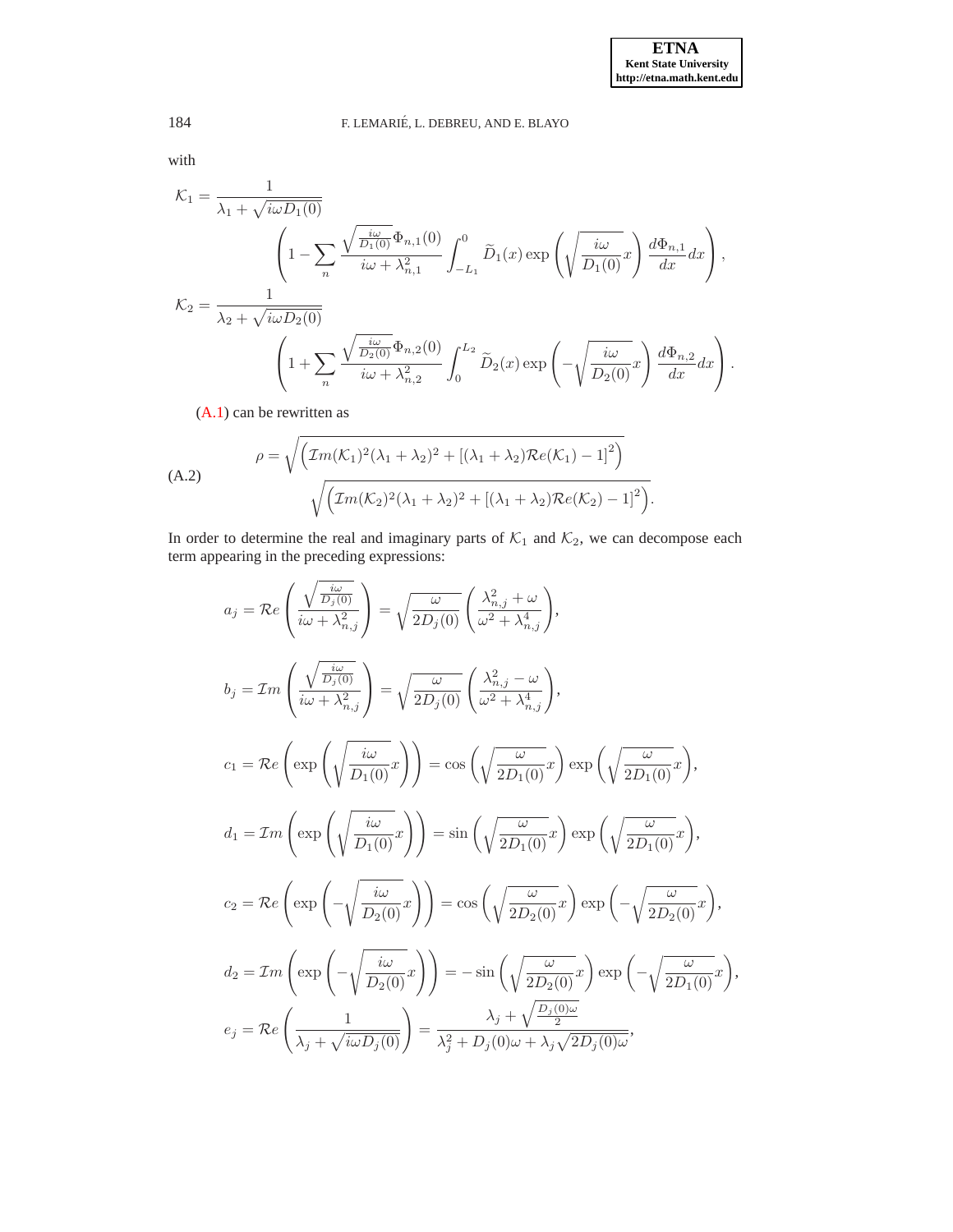with

$$
\mathcal{K}_1 = \frac{1}{\lambda_1 + \sqrt{i\omega D_1(0)}} \left( 1 - \sum_n \frac{\sqrt{\frac{i\omega}{D_1(0)}}\Phi_{n,1}(0)}{i\omega + \lambda_{n,1}^2} \int_{-L_1}^{0} \widetilde{D}_1(x) \exp\left(\sqrt{\frac{i\omega}{D_1(0)}}x\right) \frac{d\Phi_{n,1}}{dx} dx \right),
$$

$$
\mathcal{K}_2 = \frac{1}{\lambda_2 + \sqrt{i\omega D_2(0)}} \left( 1 + \sum_n \frac{\sqrt{\frac{i\omega}{D_2(0)}}\Phi_{n,2}(0)}{i\omega + \lambda_{n,2}^2} \int_{0}^{L_2} \widetilde{D}_2(x) \exp\left(-\sqrt{\frac{i\omega}{D_2(0)}}x\right) \frac{d\Phi_{n,2}}{dx} dx \right).
$$

(A.1) can be rewritten as

$$
\rho = \sqrt{\left(\mathcal{I}m(\mathcal{K}_1)^2(\lambda_1+\lambda_2)^2 + \left[(\lambda_1+\lambda_2)\mathcal{R}e(\mathcal{K}_1) - 1\right]^2\right)} \sqrt{\left(\mathcal{I}m(\mathcal{K}_2)^2(\lambda_1+\lambda_2)^2 + \left[(\lambda_1+\lambda_2)\mathcal{R}e(\mathcal{K}_2) - 1\right]^2\right)}. \tag{A.2}
$$

In order to determine the real and imaginary parts of $\mathcal{K}_1$ and $\mathcal{K}_2$, we can decompose each term appearing in the preceding expressions:

$$
a_j = \mathcal{R}e\left(\frac{\sqrt{\frac{i\omega}{D_j(0)}}}{i\omega + \lambda_{n,j}^2}\right) = \sqrt{\frac{\omega}{2D_j(0)}}\left(\frac{\lambda_{n,j}^2 + \omega}{\omega^2 + \lambda_{n,j}^4}\right),
$$

$$
b_j = \mathcal{I}m\left(\frac{\sqrt{\frac{i\omega}{D_j(0)}}}{i\omega + \lambda_{n,j}^2}\right) = \sqrt{\frac{\omega}{2D_j(0)}}\left(\frac{\lambda_{n,j}^2 - \omega}{\omega^2 + \lambda_{n,j}^4}\right),
$$

$$
c_1 = \mathcal{R}e\left(\exp\left(\sqrt{\frac{i\omega}{D_1(0)}}x\right)\right) = \cos\left(\sqrt{\frac{\omega}{2D_1(0)}}x\right)\exp\left(\sqrt{\frac{\omega}{2D_1(0)}}x\right),
$$

$$
d_1 = \mathcal{I}m\left(\exp\left(\sqrt{\frac{i\omega}{D_1(0)}}x\right)\right) = \sin\left(\sqrt{\frac{\omega}{2D_1(0)}}x\right)\exp\left(\sqrt{\frac{\omega}{2D_1(0)}}x\right),
$$

$$
c_2 = \mathcal{R}e\left(\exp\left(-\sqrt{\frac{i\omega}{D_2(0)}}x\right)\right) = \cos\left(\sqrt{\frac{\omega}{2D_2(0)}}x\right)\exp\left(-\sqrt{\frac{\omega}{2D_2(0)}}x\right),
$$

$$
d_2 = \mathcal{I}m\left(\exp\left(-\sqrt{\frac{i\omega}{D_2(0)}}x\right)\right) = -\sin\left(\sqrt{\frac{\omega}{2D_2(0)}}x\right)\exp\left(-\sqrt{\frac{\omega}{2D_1(0)}}x\right),
$$

$$
e_j = \mathcal{R}e\left(\frac{1}{\lambda_j + \sqrt{i\omega D_j(0)}}\right) = \frac{\lambda_j + \sqrt{\frac{D_j(0)\omega}{2}}}{\lambda_j^2 + D_j(0)\omega + \lambda_j\sqrt{2D_j(0)\omega}},
$$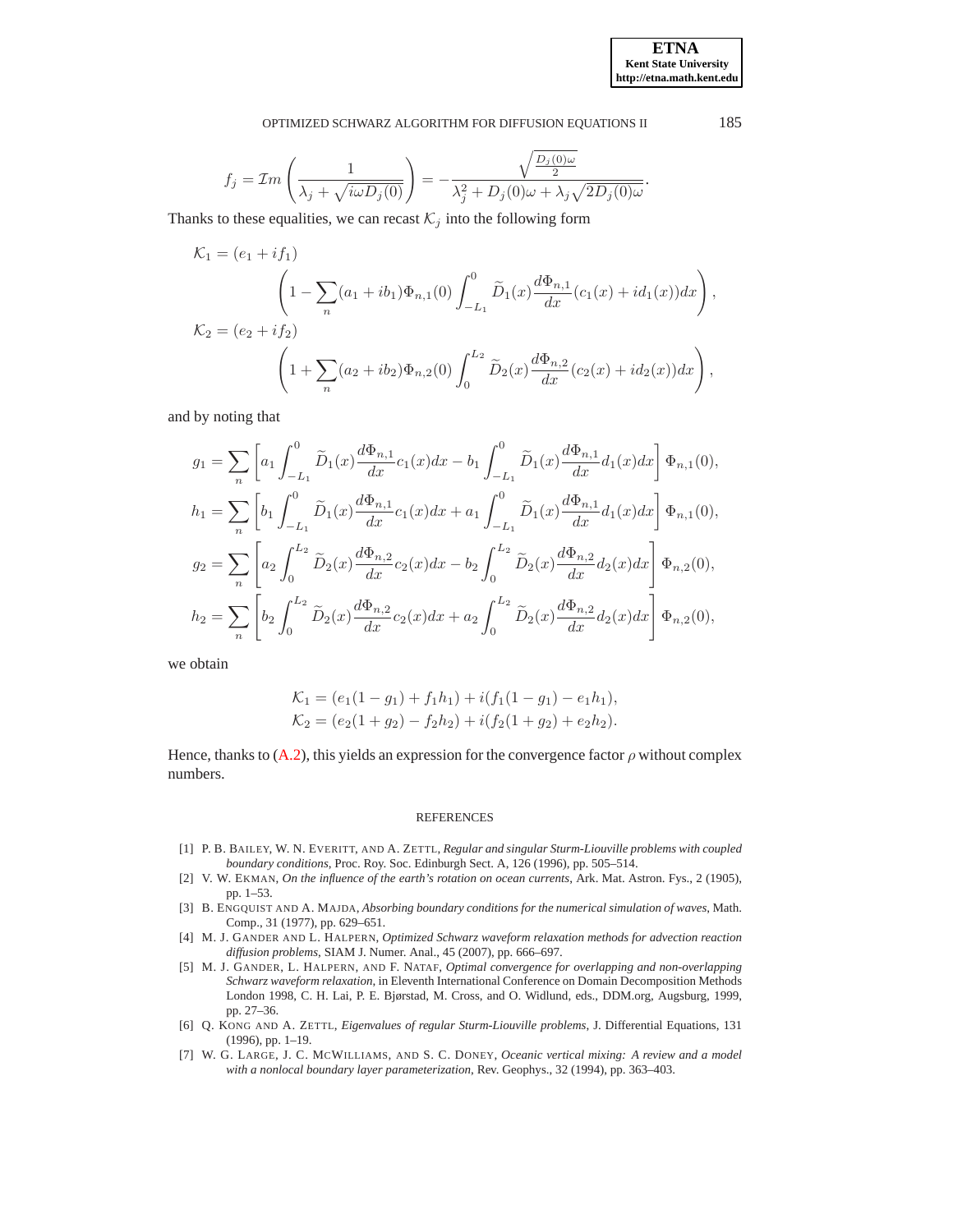$$f_j = \mathcal{I}m\left(\frac{1}{\lambda_j + \sqrt{i\omega D_j(0)}}\right) = -\frac{\sqrt{\frac{D_j(0)\omega}{2}}}{\lambda_j^2 + D_j(0)\omega + \lambda_j\sqrt{2D_j(0)\omega}}.$$

Thanks to these equalities, we can recast $\mathcal{K}_j$ into the following form

$$\begin{aligned}
\mathcal{K}_1 &= (e_1 + if_1) \\
&\qquad \left(1 - \sum_n (a_1 + ib_1)\Phi_{n,1}(0)\int_{-L_1}^{0} \widetilde{D}_1(x)\frac{d\Phi_{n,1}}{dx}(c_1(x) + id_1(x))dx\right), \\
\mathcal{K}_2 &= (e_2 + if_2) \\
&\qquad \left(1 + \sum_n (a_2 + ib_2)\Phi_{n,2}(0)\int_{0}^{L_2} \widetilde{D}_2(x)\frac{d\Phi_{n,2}}{dx}(c_2(x) + id_2(x))dx\right),
\end{aligned}$$

and by noting that

$$\begin{aligned}
g_1 &= \sum_n \left[a_1\int_{-L_1}^{0} \widetilde{D}_1(x)\frac{d\Phi_{n,1}}{dx}c_1(x)dx - b_1\int_{-L_1}^{0} \widetilde{D}_1(x)\frac{d\Phi_{n,1}}{dx}d_1(x)dx\right]\Phi_{n,1}(0), \\
h_1 &= \sum_n \left[b_1\int_{-L_1}^{0} \widetilde{D}_1(x)\frac{d\Phi_{n,1}}{dx}c_1(x)dx + a_1\int_{-L_1}^{0} \widetilde{D}_1(x)\frac{d\Phi_{n,1}}{dx}d_1(x)dx\right]\Phi_{n,1}(0), \\
g_2 &= \sum_n \left[a_2\int_{0}^{L_2} \widetilde{D}_2(x)\frac{d\Phi_{n,2}}{dx}c_2(x)dx - b_2\int_{0}^{L_2} \widetilde{D}_2(x)\frac{d\Phi_{n,2}}{dx}d_2(x)dx\right]\Phi_{n,2}(0), \\
h_2 &= \sum_n \left[b_2\int_{0}^{L_2} \widetilde{D}_2(x)\frac{d\Phi_{n,2}}{dx}c_2(x)dx + a_2\int_{0}^{L_2} \widetilde{D}_2(x)\frac{d\Phi_{n,2}}{dx}d_2(x)dx\right]\Phi_{n,2}(0),
\end{aligned}$$

we obtain

$$\begin{aligned}
\mathcal{K}_1 &= (e_1(1 - g_1) + f_1 h_1) + i(f_1(1 - g_1) - e_1 h_1), \\
\mathcal{K}_2 &= (e_2(1 + g_2) - f_2 h_2) + i(f_2(1 + g_2) + e_2 h_2).
\end{aligned}$$

Hence, thanks to (A.2), this yields an expression for the convergence factor $\rho$ without complex numbers.

## REFERENCES

[1] P. B. Bailey, W. N. Everitt, and A. Zettl, *Regular and singular Sturm-Liouville problems with coupled boundary conditions*, Proc. Roy. Soc. Edinburgh Sect. A, 126 (1996), pp. 505–514.

[2] V. W. Ekman, *On the influence of the earth's rotation on ocean currents*, Ark. Mat. Astron. Fys., 2 (1905), pp. 1–53.

[3] B. Engquist and A. Majda, *Absorbing boundary conditions for the numerical simulation of waves*, Math. Comp., 31 (1977), pp. 629–651.

[4] M. J. Gander and L. Halpern, *Optimized Schwarz waveform relaxation methods for advection reaction diffusion problems*, SIAM J. Numer. Anal., 45 (2007), pp. 666–697.

[5] M. J. Gander, L. Halpern, and F. Nataf, *Optimal convergence for overlapping and non-overlapping Schwarz waveform relaxation*, in Eleventh International Conference on Domain Decomposition Methods London 1998, C. H. Lai, P. E. Bjørstad, M. Cross, and O. Widlund, eds., DDM.org, Augsburg, 1999, pp. 27–36.

[6] Q. Kong and A. Zettl, *Eigenvalues of regular Sturm-Liouville problems*, J. Differential Equations, 131 (1996), pp. 1–19.

[7] W. G. Large, J. C. McWilliams, and S. C. Doney, *Oceanic vertical mixing: A review and a model with a nonlocal boundary layer parameterization*, Rev. Geophys., 32 (1994), pp. 363–403.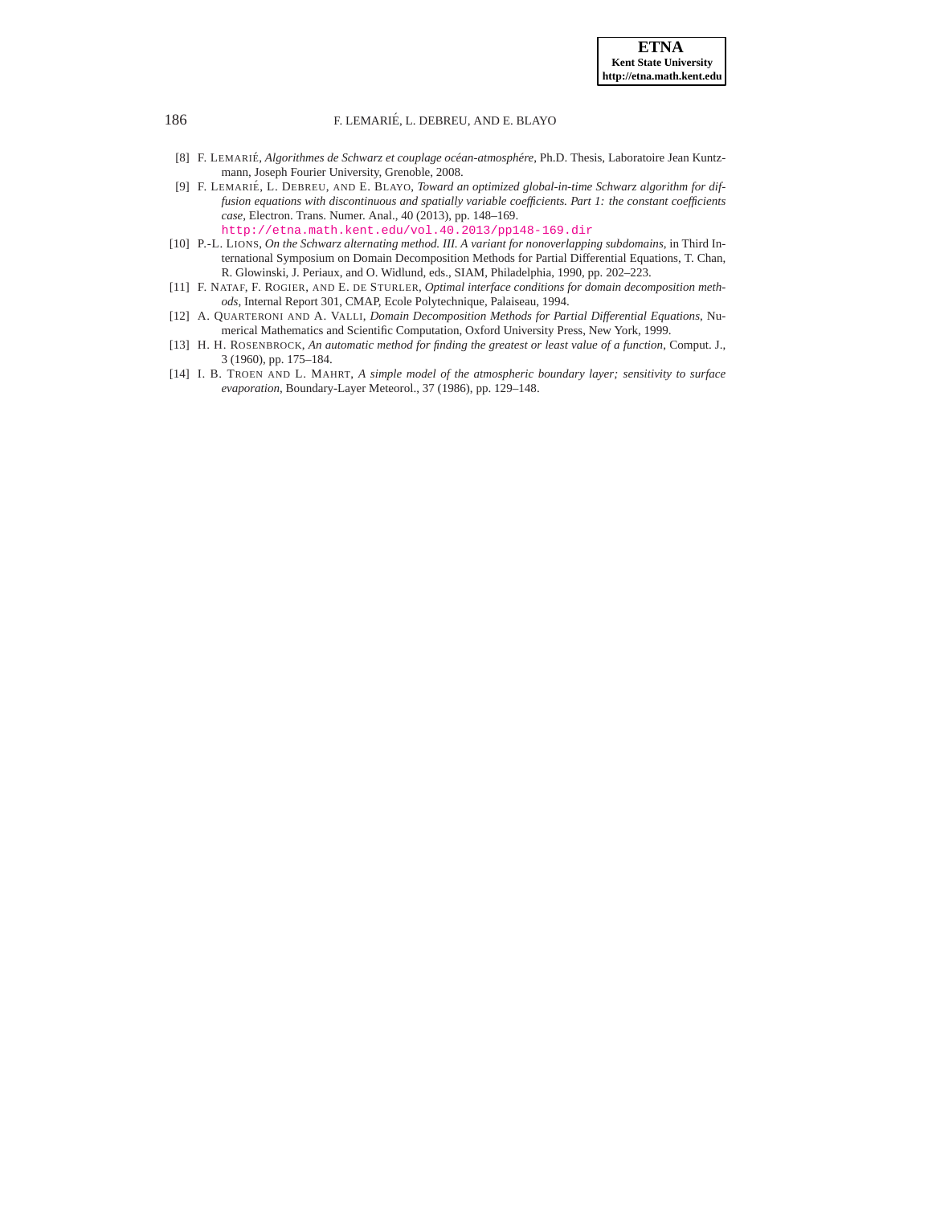[8] F. Lemarié, *Algorithmes de Schwarz et couplage océan-atmosphére*, Ph.D. Thesis, Laboratoire Jean Kuntzmann, Joseph Fourier University, Grenoble, 2008.

[9] F. Lemarié, L. Debreu, and E. Blayo, *Toward an optimized global-in-time Schwarz algorithm for diffusion equations with discontinuous and spatially variable coefficients. Part 1: the constant coefficients case*, Electron. Trans. Numer. Anal., 40 (2013), pp. 148–169. http://etna.math.kent.edu/vol.40.2013/pp148-169.dir

[10] P.-L. Lions, *On the Schwarz alternating method. III. A variant for nonoverlapping subdomains*, in Third International Symposium on Domain Decomposition Methods for Partial Differential Equations, T. Chan, R. Glowinski, J. Periaux, and O. Widlund, eds., SIAM, Philadelphia, 1990, pp. 202–223.

[11] F. Nataf, F. Rogier, and E. de Sturler, *Optimal interface conditions for domain decomposition methods*, Internal Report 301, CMAP, Ecole Polytechnique, Palaiseau, 1994.

[12] A. Quarteroni and A. Valli, *Domain Decomposition Methods for Partial Differential Equations*, Numerical Mathematics and Scientific Computation, Oxford University Press, New York, 1999.

[13] H. H. Rosenbrock, *An automatic method for finding the greatest or least value of a function*, Comput. J., 3 (1960), pp. 175–184.

[14] I. B. Troen and L. Mahrt, *A simple model of the atmospheric boundary layer; sensitivity to surface evaporation*, Boundary-Layer Meteorol., 37 (1986), pp. 129–148.